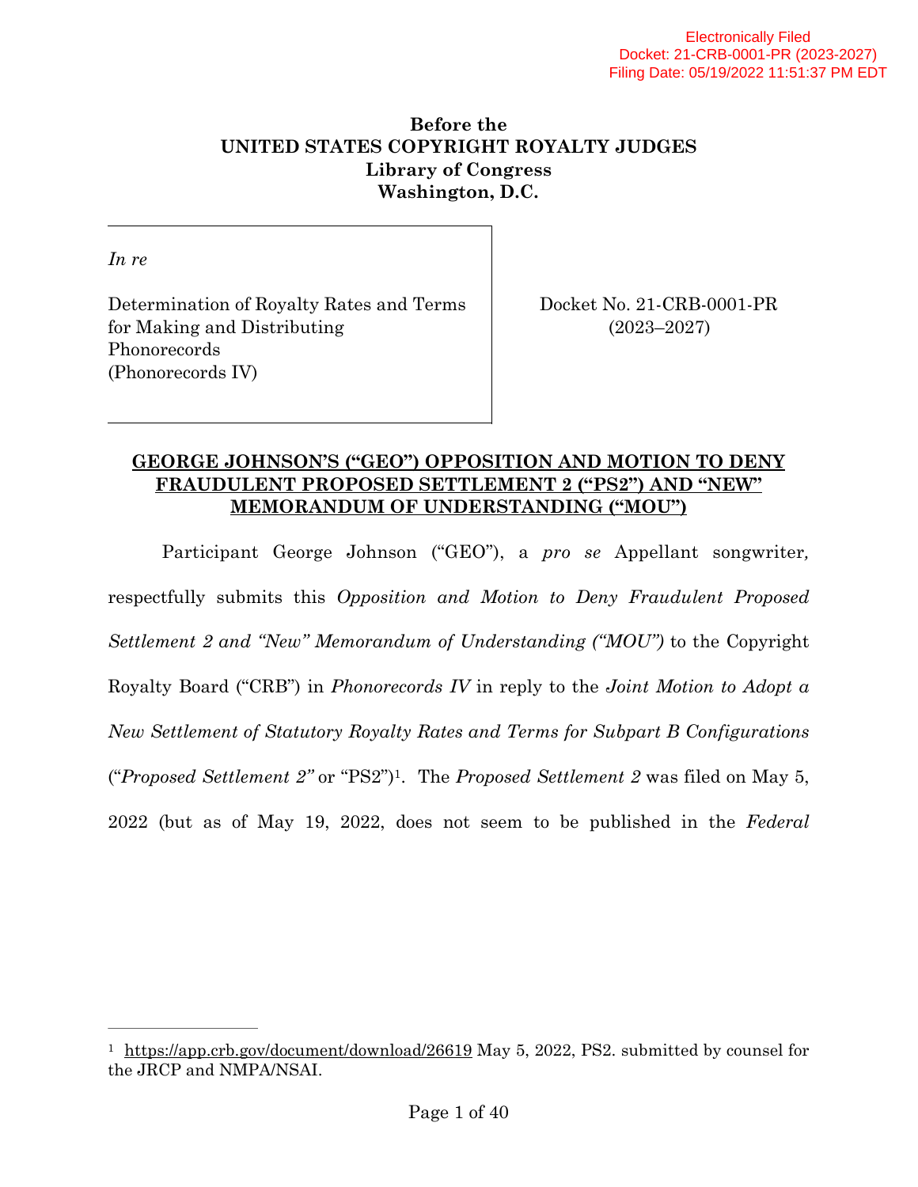Electronically Filed
Docket: 21-CRB-0001-PR (2023-2027)
Filing Date: 05/19/2022 11:51:37 PM EDT

**Before the**
**UNITED STATES COPYRIGHT ROYALTY JUDGES**
**Library of Congress**
**Washington, D.C.**

| | |
|---|---|
| *In re*<br><br>Determination of Royalty Rates and Terms for Making and Distributing Phonorecords (Phonorecords IV) | Docket No. 21-CRB-0001-PR (2023–2027) |

**GEORGE JOHNSON'S ("GEO") OPPOSITION AND MOTION TO DENY FRAUDULENT PROPOSED SETTLEMENT 2 ("PS2") AND "NEW" MEMORANDUM OF UNDERSTANDING ("MOU")**

Participant George Johnson ("GEO"), a *pro se* Appellant songwriter, respectfully submits this *Opposition and Motion to Deny Fraudulent Proposed Settlement 2 and "New" Memorandum of Understanding ("MOU")* to the Copyright Royalty Board ("CRB") in *Phonorecords IV* in reply to the *Joint Motion to Adopt a New Settlement of Statutory Royalty Rates and Terms for Subpart B Configurations* ("*Proposed Settlement 2"* or "PS2")[1]. The *Proposed Settlement 2* was filed on May 5, 2022 (but as of May 19, 2022, does not seem to be published in the *Federal*

[1] https://app.crb.gov/document/download/26619 May 5, 2022, PS2. submitted by counsel for the JRCP and NMPA/NSAI.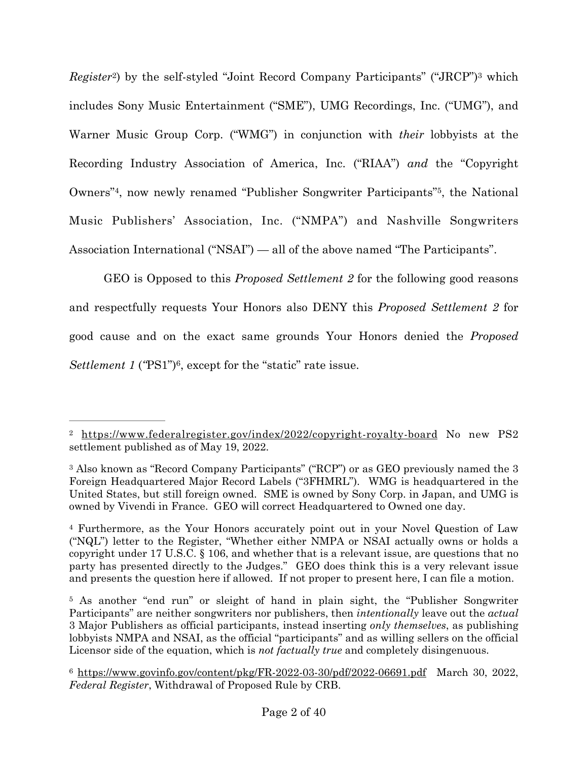*Register*[2]) by the self-styled "Joint Record Company Participants" ("JRCP")[3] which includes Sony Music Entertainment ("SME"), UMG Recordings, Inc. ("UMG"), and Warner Music Group Corp. ("WMG") in conjunction with *their* lobbyists at the Recording Industry Association of America, Inc. ("RIAA") *and* the "Copyright Owners"[4], now newly renamed "Publisher Songwriter Participants"[5], the National Music Publishers' Association, Inc. ("NMPA") and Nashville Songwriters Association International ("NSAI") — all of the above named "The Participants".

GEO is Opposed to this *Proposed Settlement 2* for the following good reasons and respectfully requests Your Honors also DENY this *Proposed Settlement 2* for good cause and on the exact same grounds Your Honors denied the *Proposed Settlement 1* ("PS1")[6], except for the "static" rate issue.

---

[2] https://www.federalregister.gov/index/2022/copyright-royalty-board No new PS2 settlement published as of May 19, 2022.

[3] Also known as "Record Company Participants" ("RCP") or as GEO previously named the 3 Foreign Headquartered Major Record Labels ("3FHMRL"). WMG is headquartered in the United States, but still foreign owned. SME is owned by Sony Corp. in Japan, and UMG is owned by Vivendi in France. GEO will correct Headquartered to Owned one day.

[4] Furthermore, as the Your Honors accurately point out in your Novel Question of Law ("NQL") letter to the Register, "Whether either NMPA or NSAI actually owns or holds a copyright under 17 U.S.C. § 106, and whether that is a relevant issue, are questions that no party has presented directly to the Judges." GEO does think this is a very relevant issue and presents the question here if allowed. If not proper to present here, I can file a motion.

[5] As another "end run" or sleight of hand in plain sight, the "Publisher Songwriter Participants" are neither songwriters nor publishers, then *intentionally* leave out the *actual* 3 Major Publishers as official participants, instead inserting *only themselves*, as publishing lobbyists NMPA and NSAI, as the official "participants" and as willing sellers on the official Licensor side of the equation, which is *not factually true* and completely disingenuous.

[6] https://www.govinfo.gov/content/pkg/FR-2022-03-30/pdf/2022-06691.pdf March 30, 2022, *Federal Register*, Withdrawal of Proposed Rule by CRB.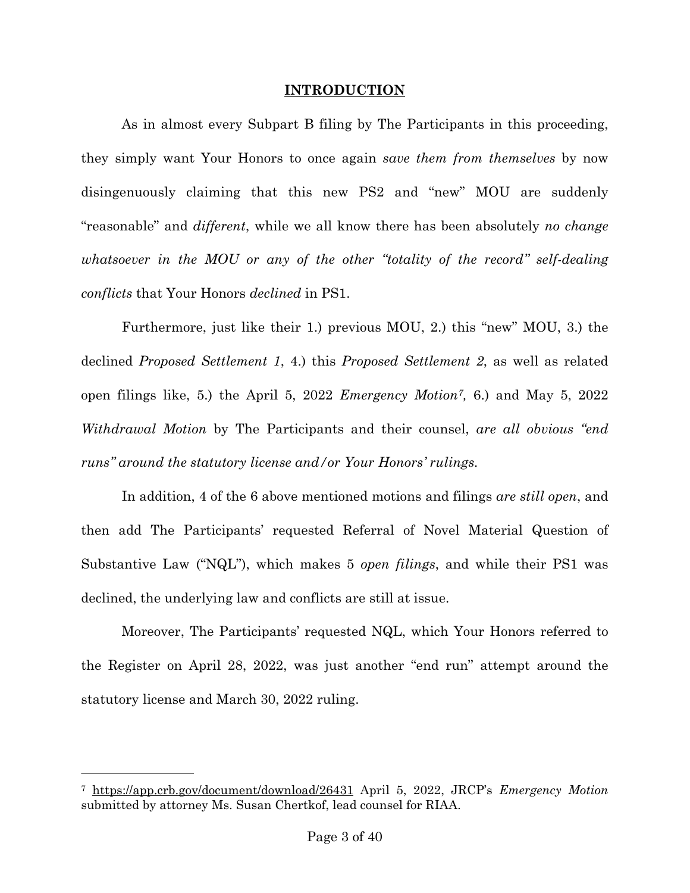## INTRODUCTION

As in almost every Subpart B filing by The Participants in this proceeding, they simply want Your Honors to once again *save them from themselves* by now disingenuously claiming that this new PS2 and "new" MOU are suddenly "reasonable" and *different*, while we all know there has been absolutely *no change whatsoever in the MOU or any of the other "totality of the record" self-dealing conflicts* that Your Honors *declined* in PS1.

Furthermore, just like their 1.) previous MOU, 2.) this "new" MOU, 3.) the declined *Proposed Settlement 1*, 4.) this *Proposed Settlement 2*, as well as related open filings like, 5.) the April 5, 2022 *Emergency Motion*[7], 6.) and May 5, 2022 *Withdrawal Motion* by The Participants and their counsel, *are all obvious "end runs" around the statutory license and/or Your Honors' rulings.*

In addition, 4 of the 6 above mentioned motions and filings *are still open*, and then add The Participants' requested Referral of Novel Material Question of Substantive Law ("NQL"), which makes 5 *open filings*, and while their PS1 was declined, the underlying law and conflicts are still at issue.

Moreover, The Participants' requested NQL, which Your Honors referred to the Register on April 28, 2022, was just another "end run" attempt around the statutory license and March 30, 2022 ruling.

---

[7] https://app.crb.gov/document/download/26431 April 5, 2022, JRCP's *Emergency Motion* submitted by attorney Ms. Susan Chertkof, lead counsel for RIAA.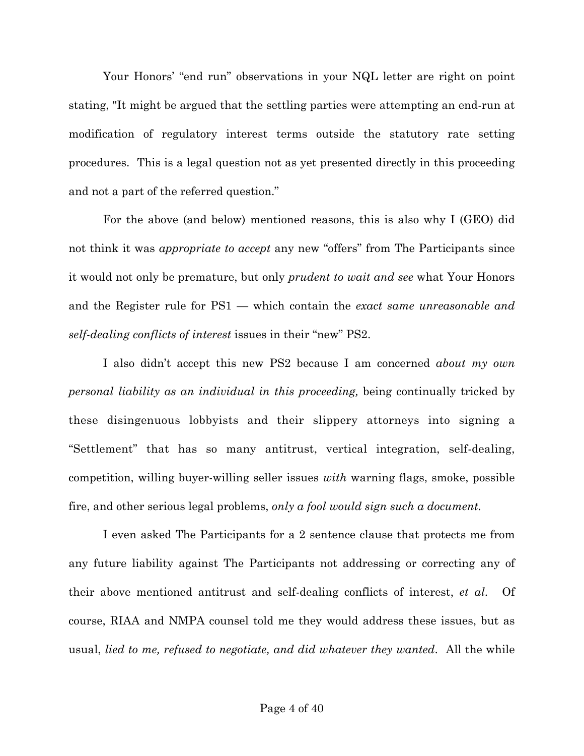Your Honors' "end run" observations in your NQL letter are right on point stating, "It might be argued that the settling parties were attempting an end-run at modification of regulatory interest terms outside the statutory rate setting procedures. This is a legal question not as yet presented directly in this proceeding and not a part of the referred question."

For the above (and below) mentioned reasons, this is also why I (GEO) did not think it was *appropriate to accept* any new "offers" from The Participants since it would not only be premature, but only *prudent to wait and see* what Your Honors and the Register rule for PS1 — which contain the *exact same unreasonable and self-dealing conflicts of interest* issues in their "new" PS2.

I also didn't accept this new PS2 because I am concerned *about my own personal liability as an individual in this proceeding,* being continually tricked by these disingenuous lobbyists and their slippery attorneys into signing a "Settlement" that has so many antitrust, vertical integration, self-dealing, competition, willing buyer-willing seller issues *with* warning flags, smoke, possible fire, and other serious legal problems, *only a fool would sign such a document.*

I even asked The Participants for a 2 sentence clause that protects me from any future liability against The Participants not addressing or correcting any of their above mentioned antitrust and self-dealing conflicts of interest, *et al*. Of course, RIAA and NMPA counsel told me they would address these issues, but as usual, *lied to me, refused to negotiate, and did whatever they wanted*. All the while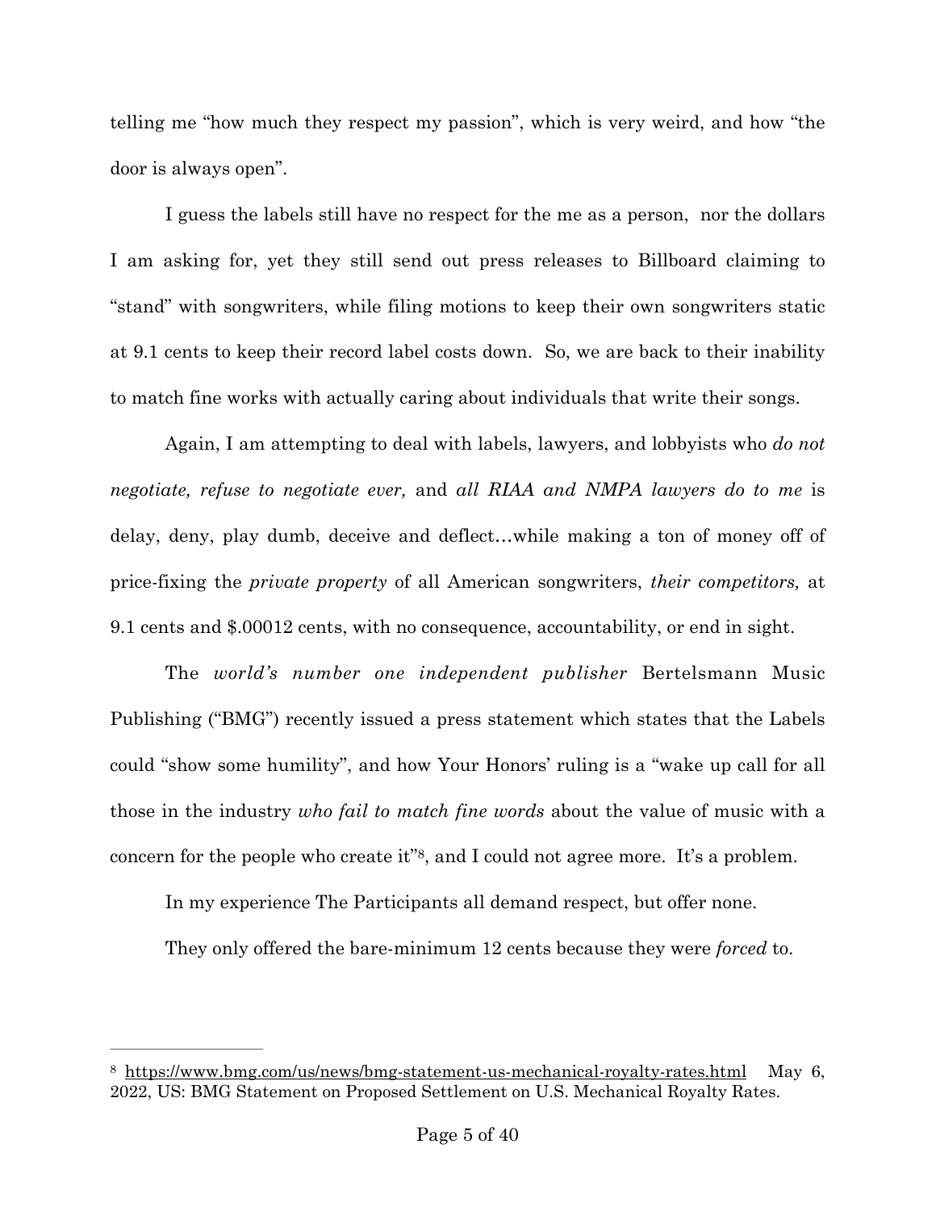telling me "how much they respect my passion", which is very weird, and how "the door is always open".

I guess the labels still have no respect for the me as a person, nor the dollars I am asking for, yet they still send out press releases to Billboard claiming to "stand" with songwriters, while filing motions to keep their own songwriters static at 9.1 cents to keep their record label costs down. So, we are back to their inability to match fine works with actually caring about individuals that write their songs.

Again, I am attempting to deal with labels, lawyers, and lobbyists who *do not negotiate, refuse to negotiate ever,* and *all RIAA and NMPA lawyers do to me* is delay, deny, play dumb, deceive and deflect…while making a ton of money off of price-fixing the *private property* of all American songwriters, *their competitors,* at 9.1 cents and $.00012 cents, with no consequence, accountability, or end in sight.

The *world's number one independent publisher* Bertelsmann Music Publishing ("BMG") recently issued a press statement which states that the Labels could "show some humility", and how Your Honors' ruling is a "wake up call for all those in the industry *who fail to match fine words* about the value of music with a concern for the people who create it"[8], and I could not agree more. It's a problem.

In my experience The Participants all demand respect, but offer none.

They only offered the bare-minimum 12 cents because they were *forced* to.

---

[8] https://www.bmg.com/us/news/bmg-statement-us-mechanical-royalty-rates.html May 6, 2022, US: BMG Statement on Proposed Settlement on U.S. Mechanical Royalty Rates.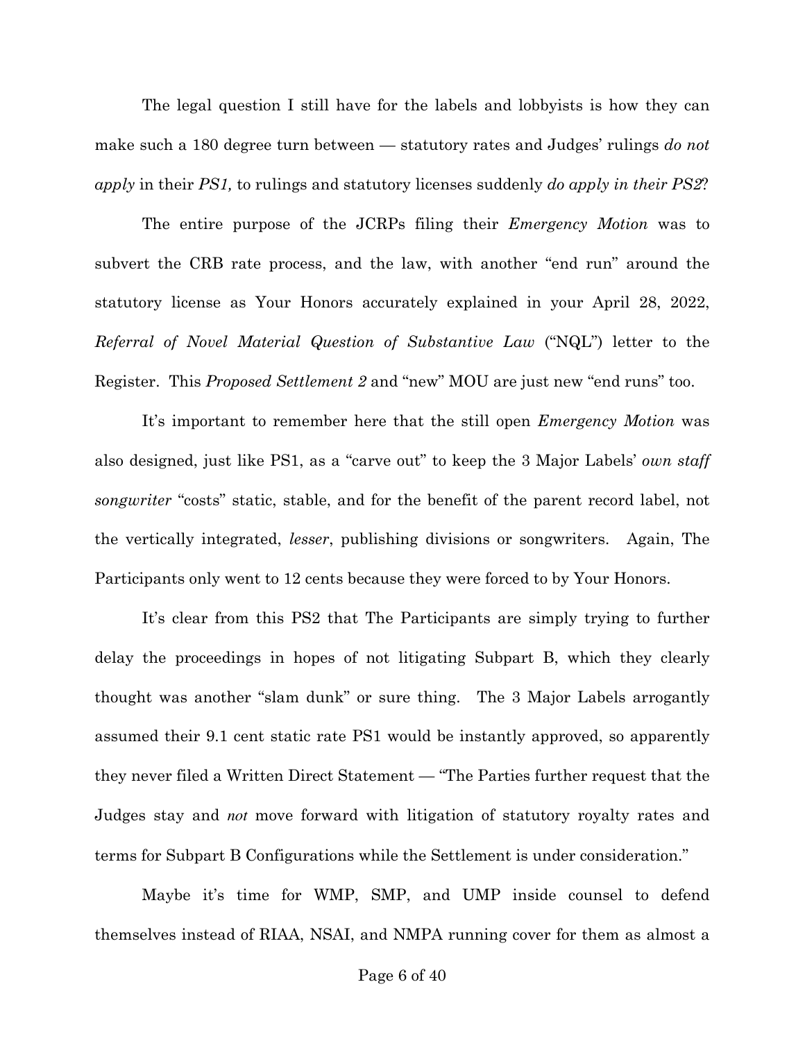The legal question I still have for the labels and lobbyists is how they can make such a 180 degree turn between — statutory rates and Judges' rulings *do not apply* in their *PS1,* to rulings and statutory licenses suddenly *do apply in their PS2*?

The entire purpose of the JCRPs filing their *Emergency Motion* was to subvert the CRB rate process, and the law, with another "end run" around the statutory license as Your Honors accurately explained in your April 28, 2022, *Referral of Novel Material Question of Substantive Law* ("NQL") letter to the Register. This *Proposed Settlement 2* and "new" MOU are just new "end runs" too.

It's important to remember here that the still open *Emergency Motion* was also designed, just like PS1, as a "carve out" to keep the 3 Major Labels' *own staff songwriter* "costs" static, stable, and for the benefit of the parent record label, not the vertically integrated, *lesser*, publishing divisions or songwriters. Again, The Participants only went to 12 cents because they were forced to by Your Honors.

It's clear from this PS2 that The Participants are simply trying to further delay the proceedings in hopes of not litigating Subpart B, which they clearly thought was another "slam dunk" or sure thing. The 3 Major Labels arrogantly assumed their 9.1 cent static rate PS1 would be instantly approved, so apparently they never filed a Written Direct Statement — "The Parties further request that the Judges stay and *not* move forward with litigation of statutory royalty rates and terms for Subpart B Configurations while the Settlement is under consideration."

Maybe it's time for WMP, SMP, and UMP inside counsel to defend themselves instead of RIAA, NSAI, and NMPA running cover for them as almost a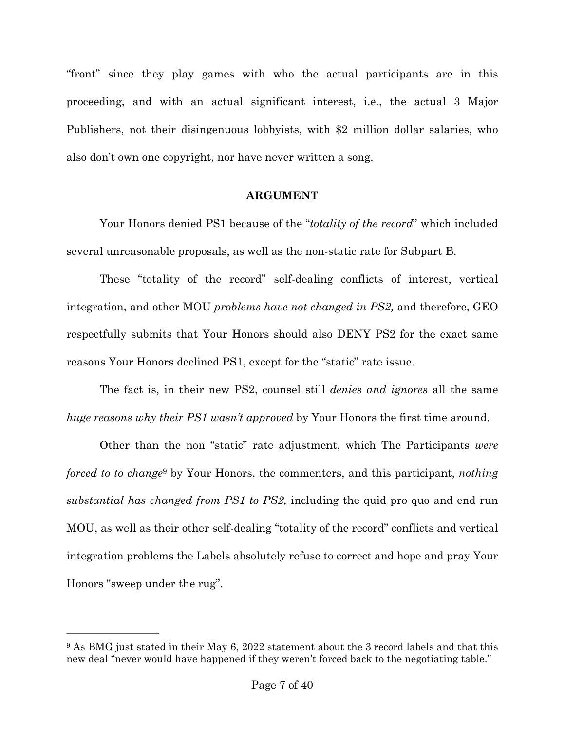"front" since they play games with who the actual participants are in this proceeding, and with an actual significant interest, i.e., the actual 3 Major Publishers, not their disingenuous lobbyists, with $2 million dollar salaries, who also don't own one copyright, nor have never written a song.

## **ARGUMENT**

Your Honors denied PS1 because of the "*totality of the record*" which included several unreasonable proposals, as well as the non-static rate for Subpart B.

These "totality of the record" self-dealing conflicts of interest, vertical integration, and other MOU *problems have not changed in PS2,* and therefore, GEO respectfully submits that Your Honors should also DENY PS2 for the exact same reasons Your Honors declined PS1, except for the "static" rate issue.

The fact is, in their new PS2, counsel still *denies and ignores* all the same *huge reasons why their PS1 wasn't approved* by Your Honors the first time around.

Other than the non "static" rate adjustment, which The Participants *were forced to to change*[9] by Your Honors, the commenters, and this participant, *nothing substantial has changed from PS1 to PS2,* including the quid pro quo and end run MOU, as well as their other self-dealing "totality of the record" conflicts and vertical integration problems the Labels absolutely refuse to correct and hope and pray Your Honors "sweep under the rug".

---

[9] As BMG just stated in their May 6, 2022 statement about the 3 record labels and that this new deal "never would have happened if they weren't forced back to the negotiating table."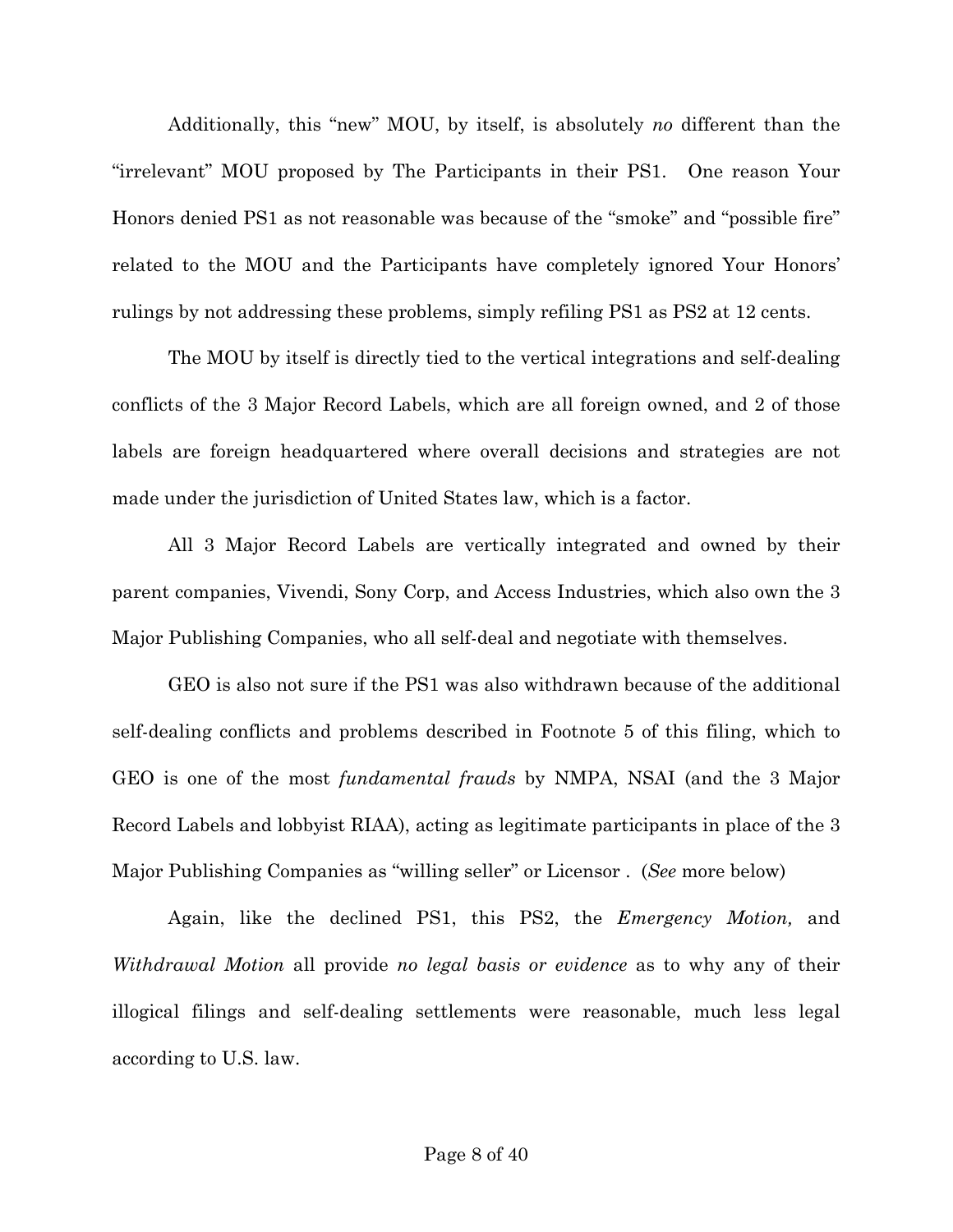Additionally, this "new" MOU, by itself, is absolutely *no* different than the "irrelevant" MOU proposed by The Participants in their PS1. One reason Your Honors denied PS1 as not reasonable was because of the "smoke" and "possible fire" related to the MOU and the Participants have completely ignored Your Honors' rulings by not addressing these problems, simply refiling PS1 as PS2 at 12 cents.

The MOU by itself is directly tied to the vertical integrations and self-dealing conflicts of the 3 Major Record Labels, which are all foreign owned, and 2 of those labels are foreign headquartered where overall decisions and strategies are not made under the jurisdiction of United States law, which is a factor.

All 3 Major Record Labels are vertically integrated and owned by their parent companies, Vivendi, Sony Corp, and Access Industries, which also own the 3 Major Publishing Companies, who all self-deal and negotiate with themselves.

GEO is also not sure if the PS1 was also withdrawn because of the additional self-dealing conflicts and problems described in Footnote 5 of this filing, which to GEO is one of the most *fundamental frauds* by NMPA, NSAI (and the 3 Major Record Labels and lobbyist RIAA), acting as legitimate participants in place of the 3 Major Publishing Companies as "willing seller" or Licensor . (*See* more below)

Again, like the declined PS1, this PS2, the *Emergency Motion,* and *Withdrawal Motion* all provide *no legal basis or evidence* as to why any of their illogical filings and self-dealing settlements were reasonable, much less legal according to U.S. law.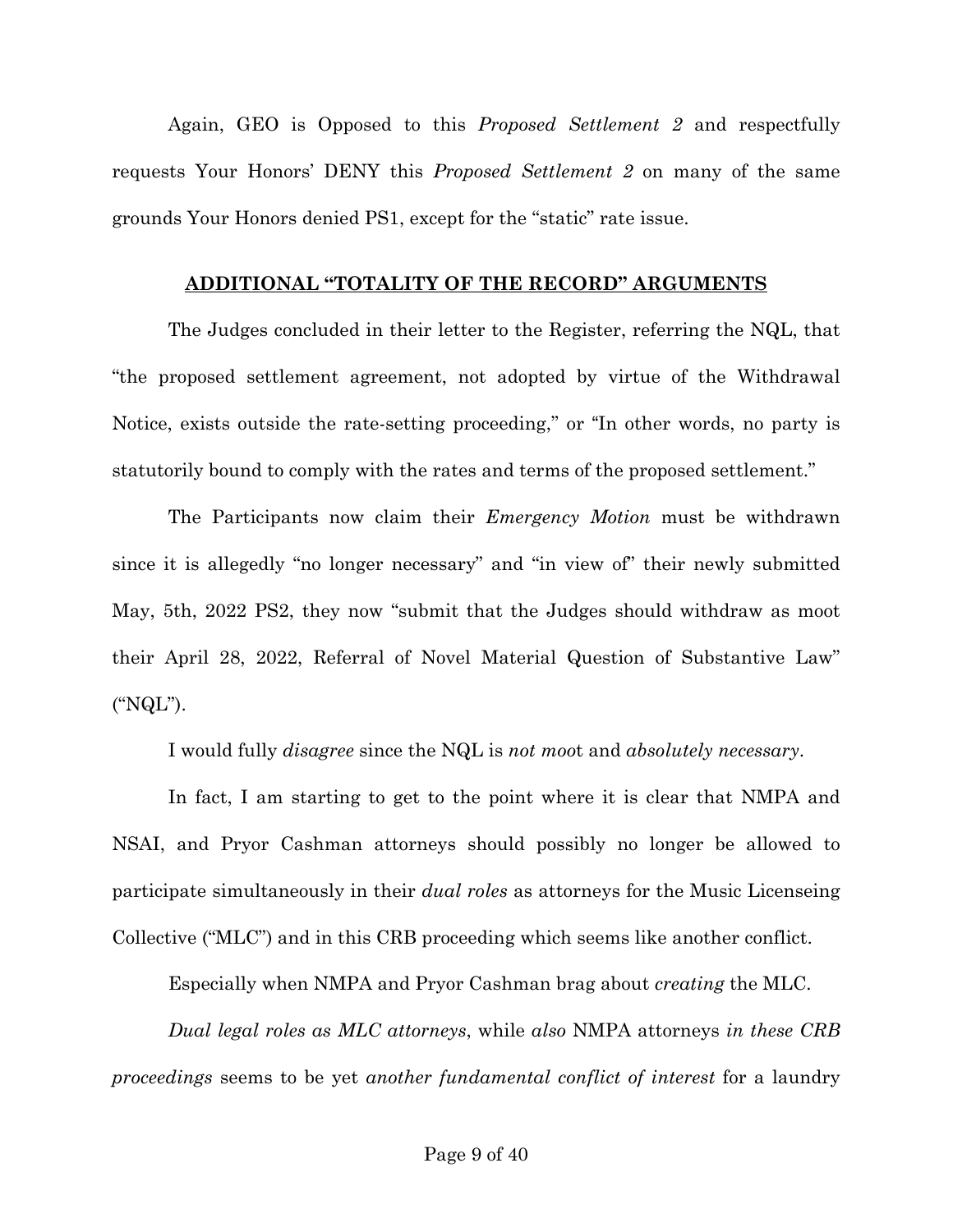Again, GEO is Opposed to this *Proposed Settlement 2* and respectfully requests Your Honors' DENY this *Proposed Settlement 2* on many of the same grounds Your Honors denied PS1, except for the "static" rate issue.

**ADDITIONAL "TOTALITY OF THE RECORD" ARGUMENTS**

The Judges concluded in their letter to the Register, referring the NQL, that "the proposed settlement agreement, not adopted by virtue of the Withdrawal Notice, exists outside the rate-setting proceeding," or "In other words, no party is statutorily bound to comply with the rates and terms of the proposed settlement."

The Participants now claim their *Emergency Motion* must be withdrawn since it is allegedly "no longer necessary" and "in view of" their newly submitted May, 5th, 2022 PS2, they now "submit that the Judges should withdraw as moot their April 28, 2022, Referral of Novel Material Question of Substantive Law" ("NQL").

I would fully *disagree* since the NQL is *not moo*t and *absolutely necessary*.

In fact, I am starting to get to the point where it is clear that NMPA and NSAI, and Pryor Cashman attorneys should possibly no longer be allowed to participate simultaneously in their *dual roles* as attorneys for the Music Licenseing Collective ("MLC") and in this CRB proceeding which seems like another conflict.

Especially when NMPA and Pryor Cashman brag about *creating* the MLC.

*Dual legal roles as MLC attorneys*, while *also* NMPA attorneys *in these CRB proceedings* seems to be yet *another fundamental conflict of interest* for a laundry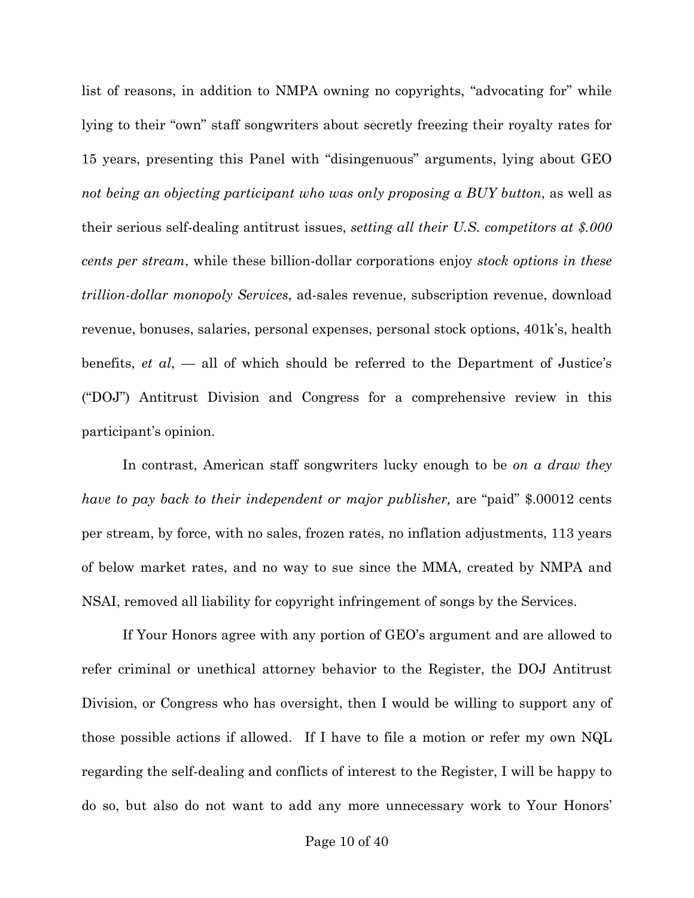list of reasons, in addition to NMPA owning no copyrights, "advocating for" while lying to their "own" staff songwriters about secretly freezing their royalty rates for 15 years, presenting this Panel with "disingenuous" arguments, lying about GEO *not being an objecting participant who was only proposing a BUY button*, as well as their serious self-dealing antitrust issues, *setting all their U.S. competitors at $.000 cents per stream*, while these billion-dollar corporations enjoy *stock options in these trillion-dollar monopoly Services*, ad-sales revenue, subscription revenue, download revenue, bonuses, salaries, personal expenses, personal stock options, 401k's, health benefits, *et al*, — all of which should be referred to the Department of Justice's ("DOJ") Antitrust Division and Congress for a comprehensive review in this participant's opinion.

In contrast, American staff songwriters lucky enough to be *on a draw they have to pay back to their independent or major publisher,* are "paid" $.00012 cents per stream, by force, with no sales, frozen rates, no inflation adjustments, 113 years of below market rates, and no way to sue since the MMA, created by NMPA and NSAI, removed all liability for copyright infringement of songs by the Services.

If Your Honors agree with any portion of GEO's argument and are allowed to refer criminal or unethical attorney behavior to the Register, the DOJ Antitrust Division, or Congress who has oversight, then I would be willing to support any of those possible actions if allowed. If I have to file a motion or refer my own NQL regarding the self-dealing and conflicts of interest to the Register, I will be happy to do so, but also do not want to add any more unnecessary work to Your Honors'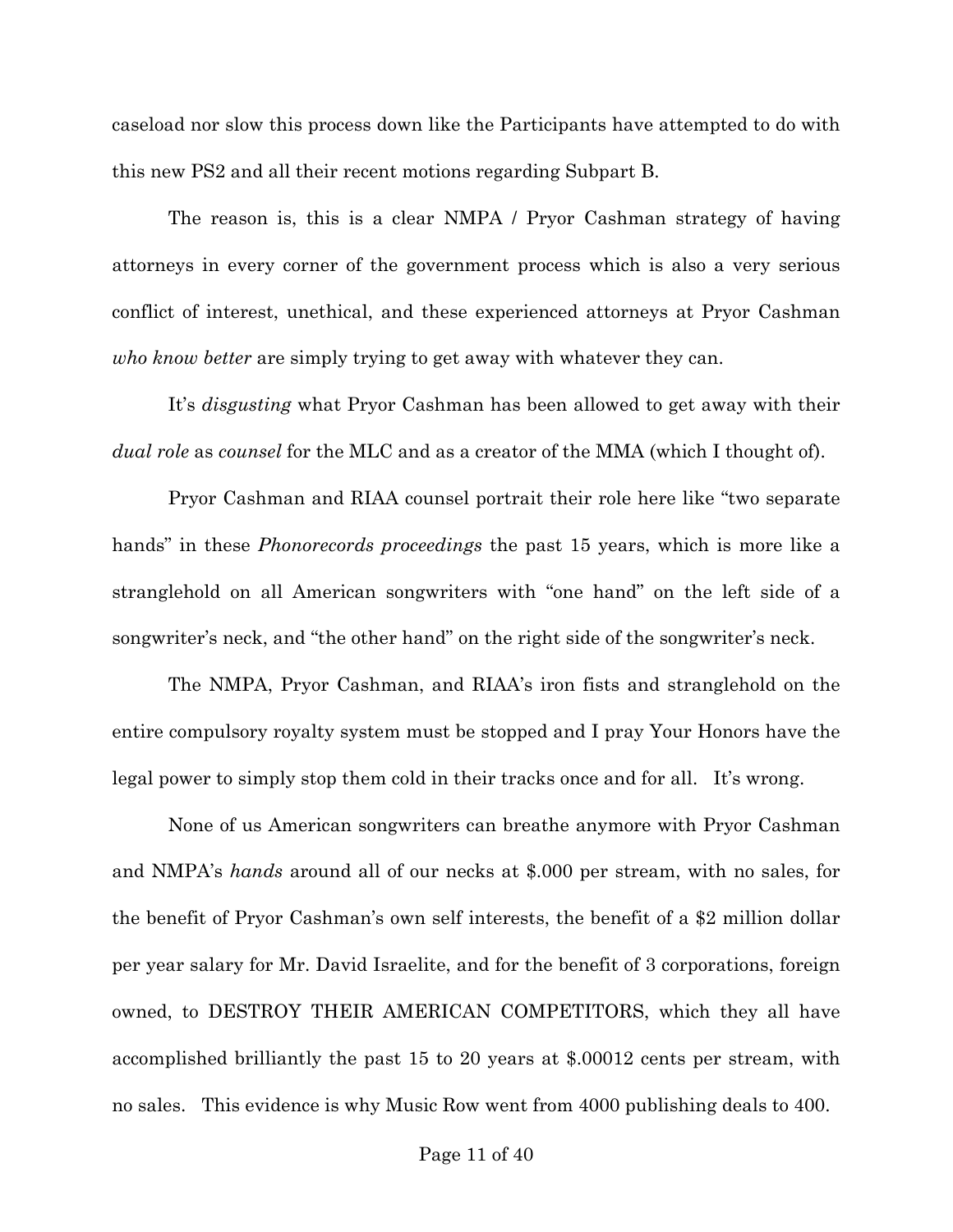caseload nor slow this process down like the Participants have attempted to do with this new PS2 and all their recent motions regarding Subpart B.

The reason is, this is a clear NMPA / Pryor Cashman strategy of having attorneys in every corner of the government process which is also a very serious conflict of interest, unethical, and these experienced attorneys at Pryor Cashman *who know better* are simply trying to get away with whatever they can.

It's *disgusting* what Pryor Cashman has been allowed to get away with their *dual role* as *counsel* for the MLC and as a creator of the MMA (which I thought of).

Pryor Cashman and RIAA counsel portrait their role here like "two separate hands" in these *Phonorecords proceedings* the past 15 years, which is more like a stranglehold on all American songwriters with "one hand" on the left side of a songwriter's neck, and "the other hand" on the right side of the songwriter's neck.

The NMPA, Pryor Cashman, and RIAA's iron fists and stranglehold on the entire compulsory royalty system must be stopped and I pray Your Honors have the legal power to simply stop them cold in their tracks once and for all. It's wrong.

None of us American songwriters can breathe anymore with Pryor Cashman and NMPA's *hands* around all of our necks at $.000 per stream, with no sales, for the benefit of Pryor Cashman's own self interests, the benefit of a $2 million dollar per year salary for Mr. David Israelite, and for the benefit of 3 corporations, foreign owned, to DESTROY THEIR AMERICAN COMPETITORS, which they all have accomplished brilliantly the past 15 to 20 years at $.00012 cents per stream, with no sales. This evidence is why Music Row went from 4000 publishing deals to 400.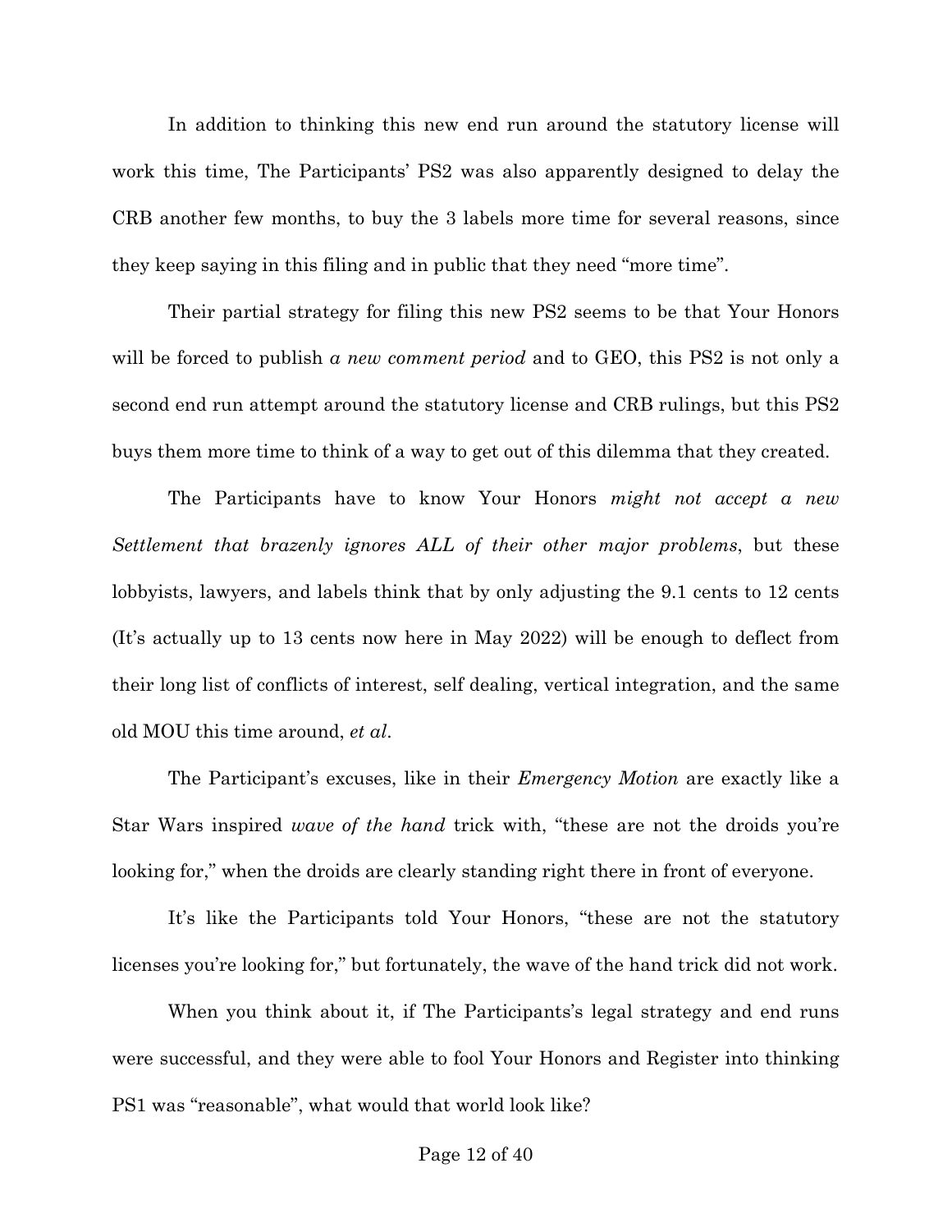In addition to thinking this new end run around the statutory license will work this time, The Participants' PS2 was also apparently designed to delay the CRB another few months, to buy the 3 labels more time for several reasons, since they keep saying in this filing and in public that they need "more time".

Their partial strategy for filing this new PS2 seems to be that Your Honors will be forced to publish *a new comment period* and to GEO, this PS2 is not only a second end run attempt around the statutory license and CRB rulings, but this PS2 buys them more time to think of a way to get out of this dilemma that they created.

The Participants have to know Your Honors *might not accept a new Settlement that brazenly ignores ALL of their other major problems*, but these lobbyists, lawyers, and labels think that by only adjusting the 9.1 cents to 12 cents (It's actually up to 13 cents now here in May 2022) will be enough to deflect from their long list of conflicts of interest, self dealing, vertical integration, and the same old MOU this time around, *et al*.

The Participant's excuses, like in their *Emergency Motion* are exactly like a Star Wars inspired *wave of the hand* trick with, "these are not the droids you're looking for," when the droids are clearly standing right there in front of everyone.

It's like the Participants told Your Honors, "these are not the statutory licenses you're looking for," but fortunately, the wave of the hand trick did not work.

When you think about it, if The Participants's legal strategy and end runs were successful, and they were able to fool Your Honors and Register into thinking PS1 was "reasonable", what would that world look like?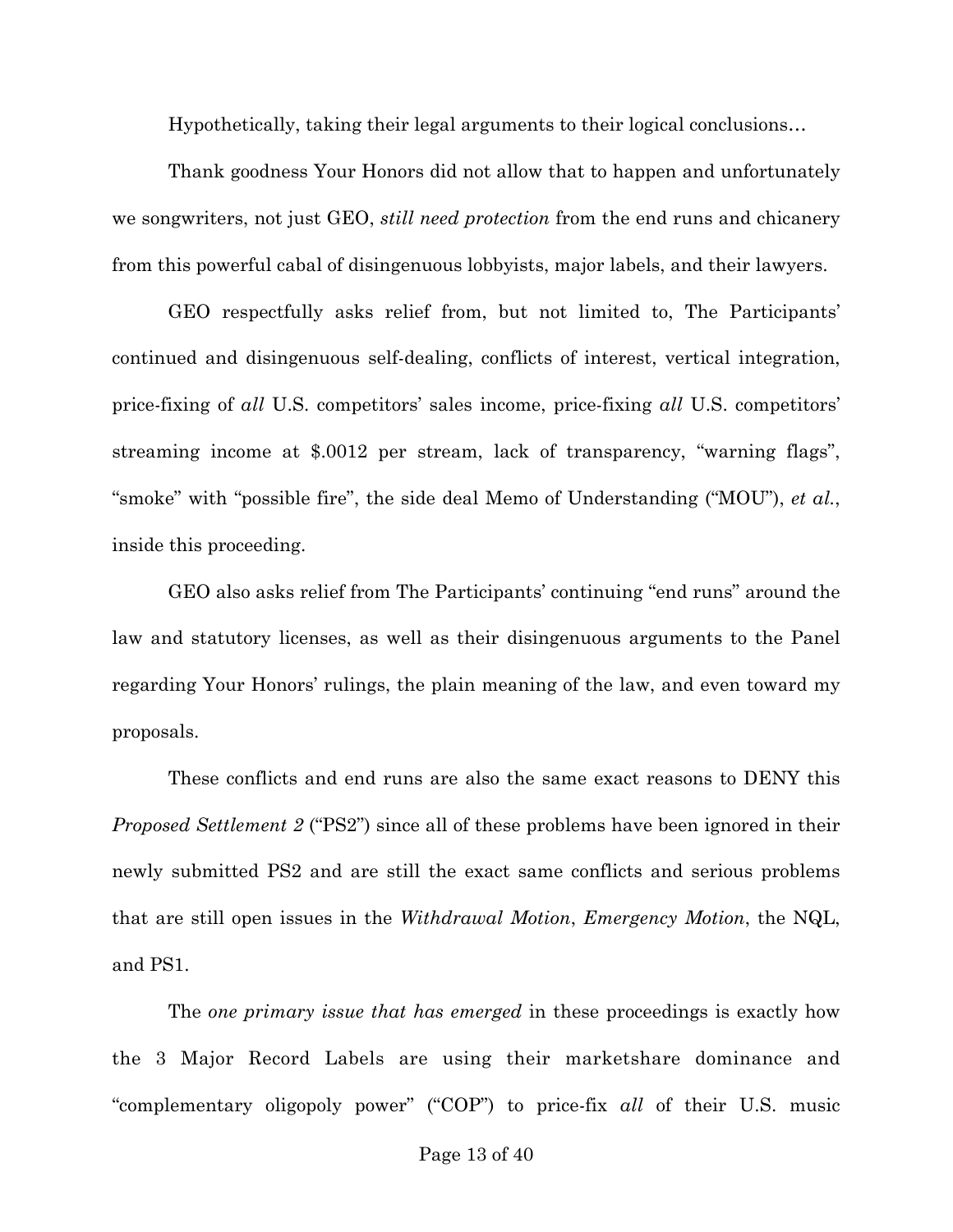Hypothetically, taking their legal arguments to their logical conclusions…

Thank goodness Your Honors did not allow that to happen and unfortunately we songwriters, not just GEO, *still need protection* from the end runs and chicanery from this powerful cabal of disingenuous lobbyists, major labels, and their lawyers.

GEO respectfully asks relief from, but not limited to, The Participants' continued and disingenuous self-dealing, conflicts of interest, vertical integration, price-fixing of *all* U.S. competitors' sales income, price-fixing *all* U.S. competitors' streaming income at $.0012 per stream, lack of transparency, "warning flags", "smoke" with "possible fire", the side deal Memo of Understanding ("MOU"), *et al.*, inside this proceeding.

GEO also asks relief from The Participants' continuing "end runs" around the law and statutory licenses, as well as their disingenuous arguments to the Panel regarding Your Honors' rulings, the plain meaning of the law, and even toward my proposals.

These conflicts and end runs are also the same exact reasons to DENY this *Proposed Settlement 2* ("PS2") since all of these problems have been ignored in their newly submitted PS2 and are still the exact same conflicts and serious problems that are still open issues in the *Withdrawal Motion*, *Emergency Motion*, the NQL, and PS1.

The *one primary issue that has emerged* in these proceedings is exactly how the 3 Major Record Labels are using their marketshare dominance and "complementary oligopoly power" ("COP") to price-fix *all* of their U.S. music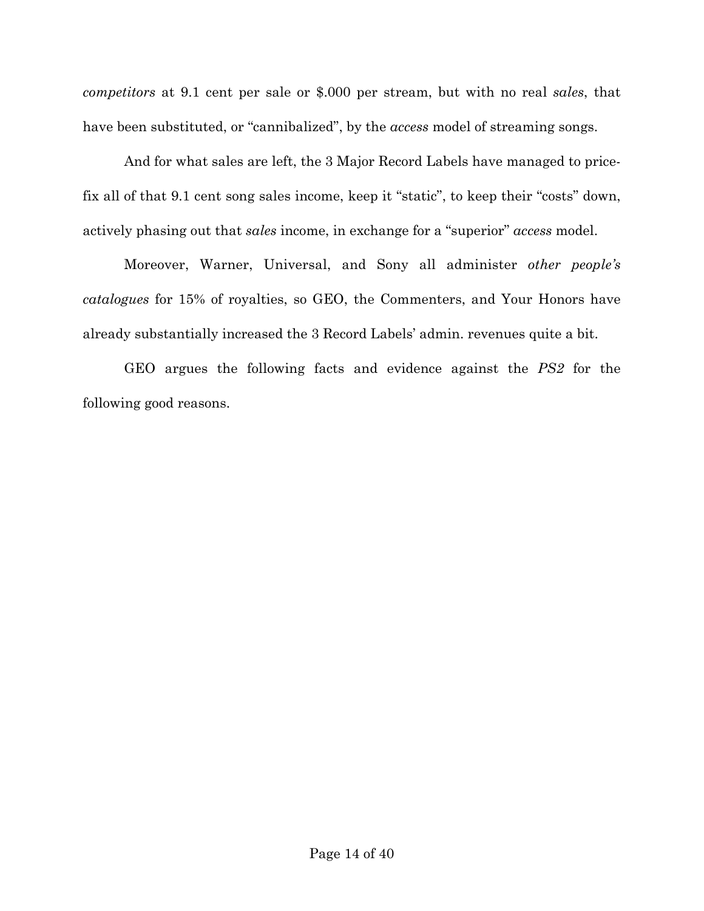*competitors* at 9.1 cent per sale or $.000 per stream, but with no real *sales*, that have been substituted, or "cannibalized", by the *access* model of streaming songs.

And for what sales are left, the 3 Major Record Labels have managed to price-fix all of that 9.1 cent song sales income, keep it "static", to keep their "costs" down, actively phasing out that *sales* income, in exchange for a "superior" *access* model.

Moreover, Warner, Universal, and Sony all administer *other people's catalogues* for 15% of royalties, so GEO, the Commenters, and Your Honors have already substantially increased the 3 Record Labels' admin. revenues quite a bit.

GEO argues the following facts and evidence against the *PS2* for the following good reasons.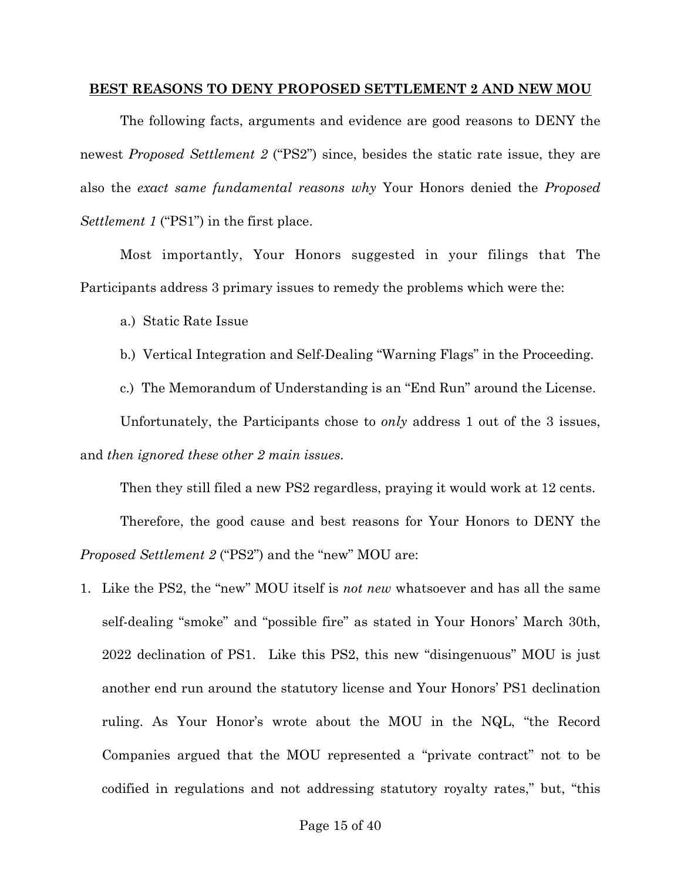**BEST REASONS TO DENY PROPOSED SETTLEMENT 2 AND NEW MOU**

The following facts, arguments and evidence are good reasons to DENY the newest *Proposed Settlement 2* ("PS2") since, besides the static rate issue, they are also the *exact same fundamental reasons why* Your Honors denied the *Proposed Settlement 1* ("PS1") in the first place.

Most importantly, Your Honors suggested in your filings that The Participants address 3 primary issues to remedy the problems which were the:

a.) Static Rate Issue

b.) Vertical Integration and Self-Dealing "Warning Flags" in the Proceeding.

c.) The Memorandum of Understanding is an "End Run" around the License.

Unfortunately, the Participants chose to *only* address 1 out of the 3 issues, and *then ignored these other 2 main issues.*

Then they still filed a new PS2 regardless, praying it would work at 12 cents.

Therefore, the good cause and best reasons for Your Honors to DENY the *Proposed Settlement 2* ("PS2") and the "new" MOU are:

1. Like the PS2, the "new" MOU itself is *not new* whatsoever and has all the same self-dealing "smoke" and "possible fire" as stated in Your Honors' March 30th, 2022 declination of PS1. Like this PS2, this new "disingenuous" MOU is just another end run around the statutory license and Your Honors' PS1 declination ruling. As Your Honor's wrote about the MOU in the NQL, "the Record Companies argued that the MOU represented a "private contract" not to be codified in regulations and not addressing statutory royalty rates," but, "this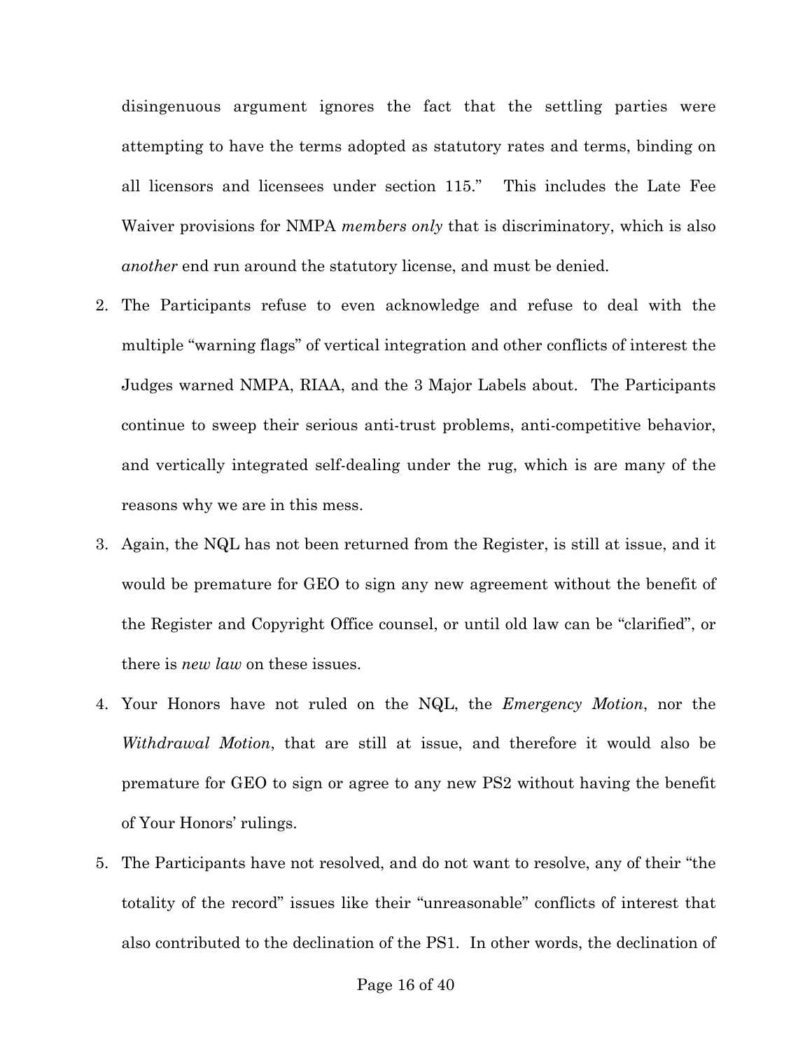disingenuous argument ignores the fact that the settling parties were attempting to have the terms adopted as statutory rates and terms, binding on all licensors and licensees under section 115." This includes the Late Fee Waiver provisions for NMPA *members only* that is discriminatory, which is also *another* end run around the statutory license, and must be denied.

2. The Participants refuse to even acknowledge and refuse to deal with the multiple "warning flags" of vertical integration and other conflicts of interest the Judges warned NMPA, RIAA, and the 3 Major Labels about. The Participants continue to sweep their serious anti-trust problems, anti-competitive behavior, and vertically integrated self-dealing under the rug, which is are many of the reasons why we are in this mess.

3. Again, the NQL has not been returned from the Register, is still at issue, and it would be premature for GEO to sign any new agreement without the benefit of the Register and Copyright Office counsel, or until old law can be "clarified", or there is *new law* on these issues.

4. Your Honors have not ruled on the NQL, the *Emergency Motion*, nor the *Withdrawal Motion*, that are still at issue, and therefore it would also be premature for GEO to sign or agree to any new PS2 without having the benefit of Your Honors' rulings.

5. The Participants have not resolved, and do not want to resolve, any of their "the totality of the record" issues like their "unreasonable" conflicts of interest that also contributed to the declination of the PS1. In other words, the declination of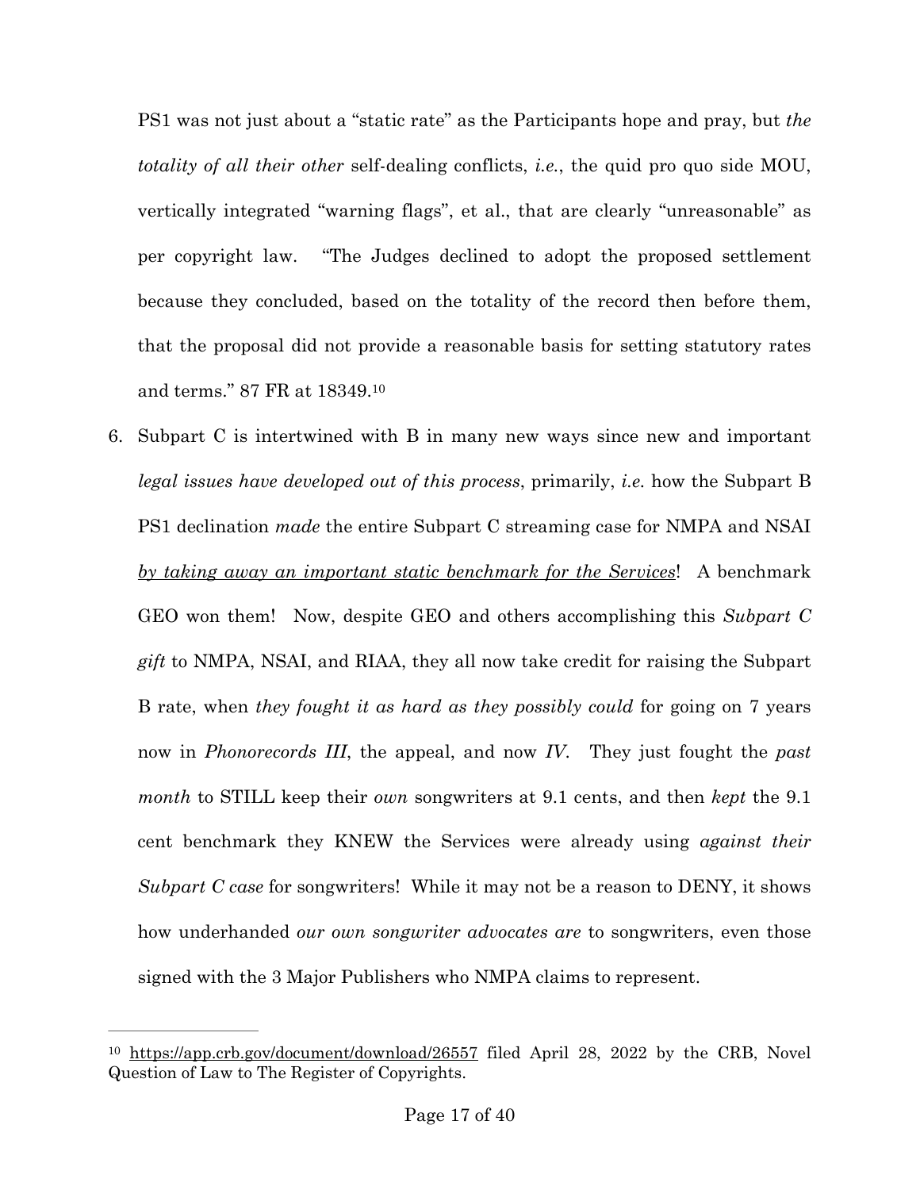PS1 was not just about a "static rate" as the Participants hope and pray, but *the totality of all their other* self-dealing conflicts, *i.e.*, the quid pro quo side MOU, vertically integrated "warning flags", et al., that are clearly "unreasonable" as per copyright law. "The Judges declined to adopt the proposed settlement because they concluded, based on the totality of the record then before them, that the proposal did not provide a reasonable basis for setting statutory rates and terms." 87 FR at 18349.[10]

6. Subpart C is intertwined with B in many new ways since new and important *legal issues have developed out of this process*, primarily, *i.e.* how the Subpart B PS1 declination *made* the entire Subpart C streaming case for NMPA and NSAI <u>*by taking away an important static benchmark for the Services*</u>! A benchmark GEO won them! Now, despite GEO and others accomplishing this *Subpart C gift* to NMPA, NSAI, and RIAA, they all now take credit for raising the Subpart B rate, when *they fought it as hard as they possibly could* for going on 7 years now in *Phonorecords III*, the appeal, and now *IV*. They just fought the *past month* to STILL keep their *own* songwriters at 9.1 cents, and then *kept* the 9.1 cent benchmark they KNEW the Services were already using *against their Subpart C case* for songwriters! While it may not be a reason to DENY, it shows how underhanded *our own songwriter advocates are* to songwriters, even those signed with the 3 Major Publishers who NMPA claims to represent.

---

[10] https://app.crb.gov/document/download/26557 filed April 28, 2022 by the CRB, Novel Question of Law to The Register of Copyrights.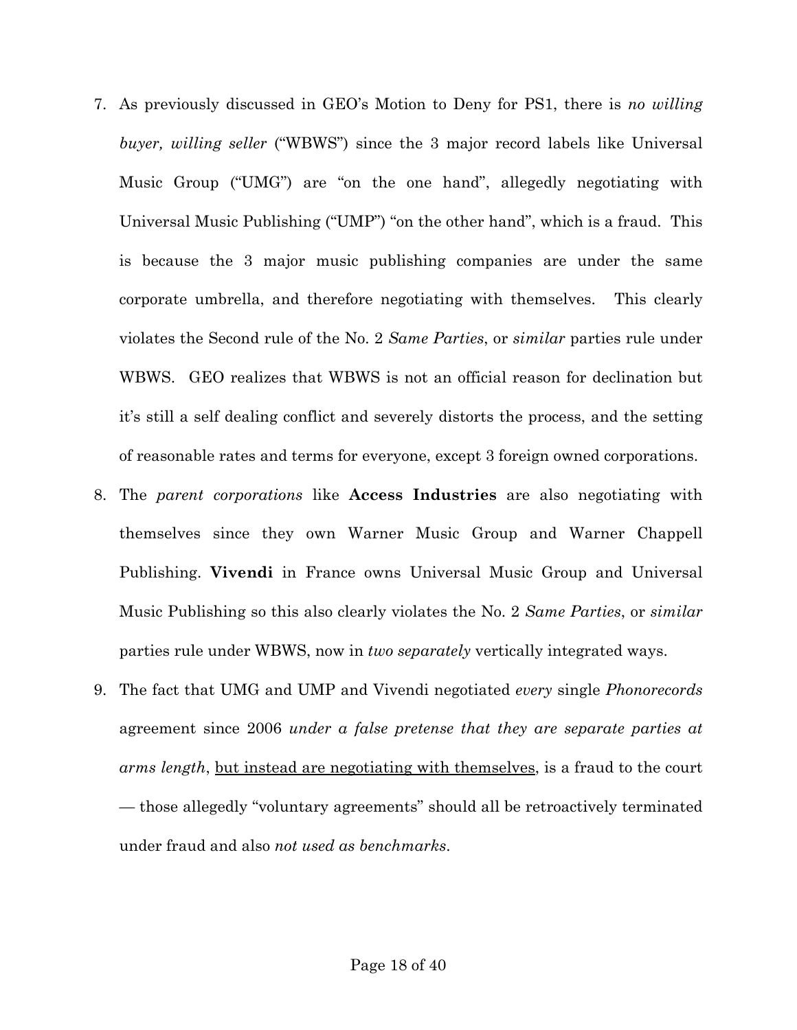7. As previously discussed in GEO's Motion to Deny for PS1, there is *no willing buyer, willing seller* ("WBWS") since the 3 major record labels like Universal Music Group ("UMG") are "on the one hand", allegedly negotiating with Universal Music Publishing ("UMP") "on the other hand", which is a fraud. This is because the 3 major music publishing companies are under the same corporate umbrella, and therefore negotiating with themselves. This clearly violates the Second rule of the No. 2 *Same Parties*, or *similar* parties rule under WBWS. GEO realizes that WBWS is not an official reason for declination but it's still a self dealing conflict and severely distorts the process, and the setting of reasonable rates and terms for everyone, except 3 foreign owned corporations.
8. The *parent corporations* like **Access Industries** are also negotiating with themselves since they own Warner Music Group and Warner Chappell Publishing. **Vivendi** in France owns Universal Music Group and Universal Music Publishing so this also clearly violates the No. 2 *Same Parties*, or *similar* parties rule under WBWS, now in *two separately* vertically integrated ways.
9. The fact that UMG and UMP and Vivendi negotiated *every* single *Phonorecords* agreement since 2006 *under a false pretense that they are separate parties at arms length*, <u>but instead are negotiating with themselves</u>, is a fraud to the court — those allegedly "voluntary agreements" should all be retroactively terminated under fraud and also *not used as benchmarks*.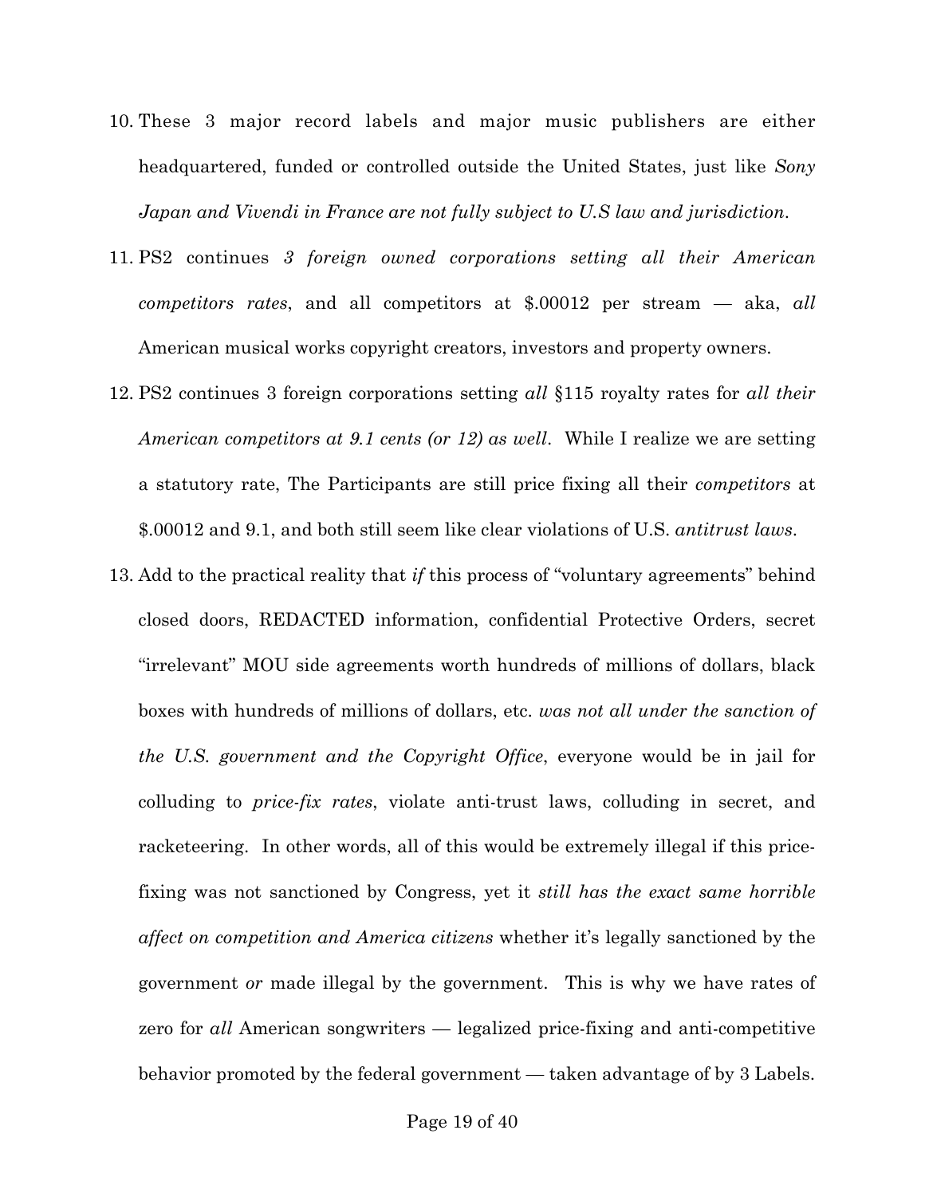10. These 3 major record labels and major music publishers are either headquartered, funded or controlled outside the United States, just like *Sony Japan and Vivendi in France are not fully subject to U.S law and jurisdiction*.

11. PS2 continues *3 foreign owned corporations setting all their American competitors rates*, and all competitors at $.00012 per stream — aka, *all* American musical works copyright creators, investors and property owners.

12. PS2 continues 3 foreign corporations setting *all* §115 royalty rates for *all their American competitors at 9.1 cents (or 12) as well*. While I realize we are setting a statutory rate, The Participants are still price fixing all their *competitors* at $.00012 and 9.1, and both still seem like clear violations of U.S. *antitrust laws*.

13. Add to the practical reality that *if* this process of "voluntary agreements" behind closed doors, REDACTED information, confidential Protective Orders, secret "irrelevant" MOU side agreements worth hundreds of millions of dollars, black boxes with hundreds of millions of dollars, etc. *was not all under the sanction of the U.S. government and the Copyright Office*, everyone would be in jail for colluding to *price-fix rates*, violate anti-trust laws, colluding in secret, and racketeering. In other words, all of this would be extremely illegal if this price-fixing was not sanctioned by Congress, yet it *still has the exact same horrible affect on competition and America citizens* whether it's legally sanctioned by the government *or* made illegal by the government. This is why we have rates of zero for *all* American songwriters — legalized price-fixing and anti-competitive behavior promoted by the federal government — taken advantage of by 3 Labels.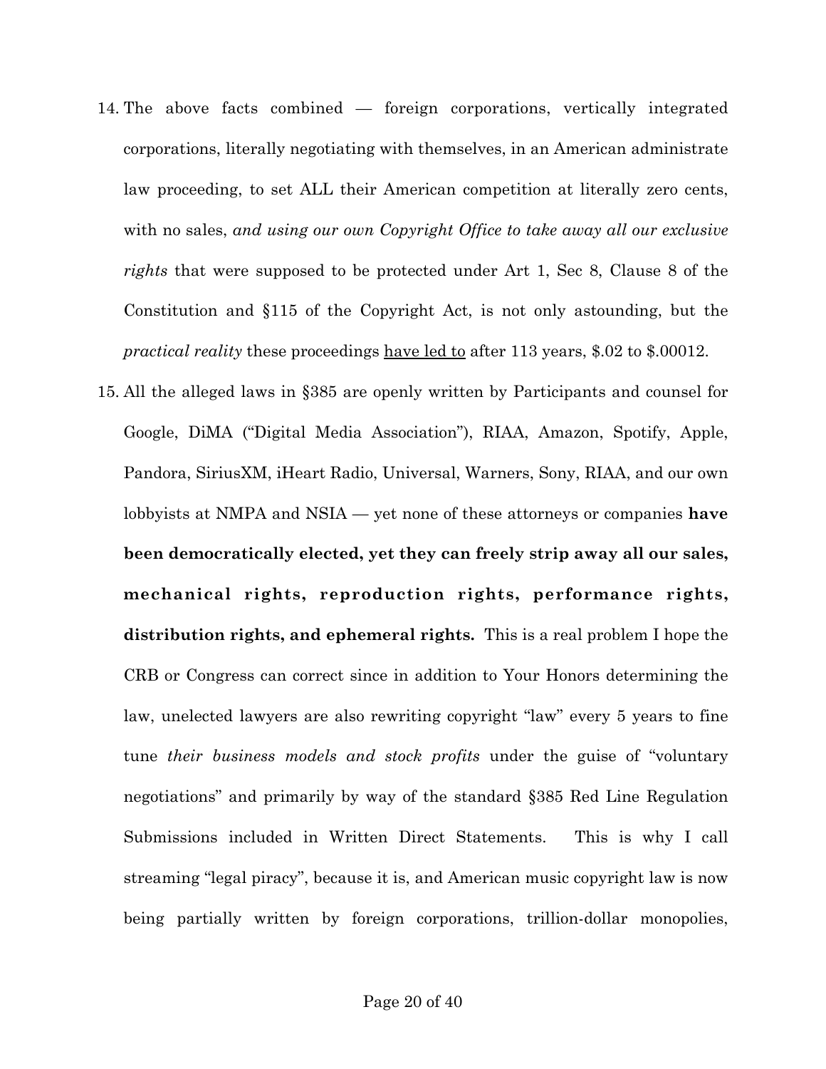14. The above facts combined — foreign corporations, vertically integrated corporations, literally negotiating with themselves, in an American administrate law proceeding, to set ALL their American competition at literally zero cents, with no sales, *and using our own Copyright Office to take away all our exclusive rights* that were supposed to be protected under Art 1, Sec 8, Clause 8 of the Constitution and §115 of the Copyright Act, is not only astounding, but the *practical reality* these proceedings <u>have led to</u> after 113 years, \$.02 to \$.00012.

15. All the alleged laws in §385 are openly written by Participants and counsel for Google, DiMA ("Digital Media Association"), RIAA, Amazon, Spotify, Apple, Pandora, SiriusXM, iHeart Radio, Universal, Warners, Sony, RIAA, and our own lobbyists at NMPA and NSIA — yet none of these attorneys or companies **have been democratically elected, yet they can freely strip away all our sales, mechanical rights, reproduction rights, performance rights, distribution rights, and ephemeral rights.** This is a real problem I hope the CRB or Congress can correct since in addition to Your Honors determining the law, unelected lawyers are also rewriting copyright "law" every 5 years to fine tune *their business models and stock profits* under the guise of "voluntary negotiations" and primarily by way of the standard §385 Red Line Regulation Submissions included in Written Direct Statements. This is why I call streaming "legal piracy", because it is, and American music copyright law is now being partially written by foreign corporations, trillion-dollar monopolies,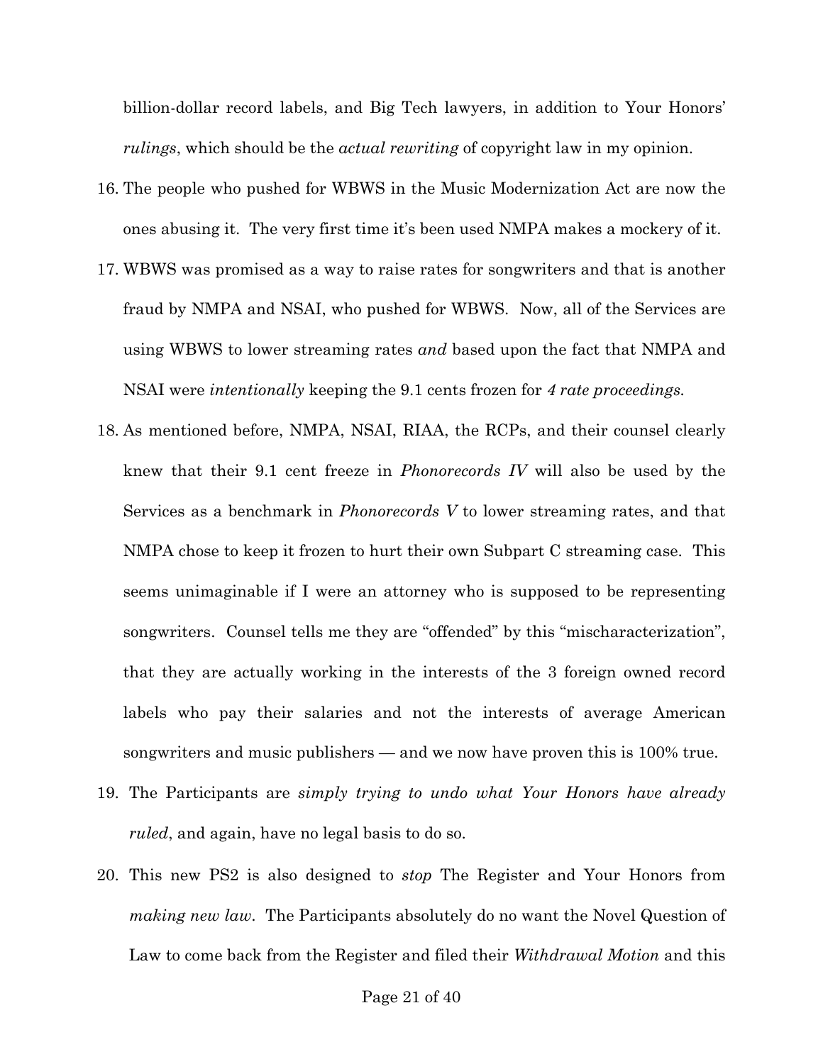billion-dollar record labels, and Big Tech lawyers, in addition to Your Honors' *rulings*, which should be the *actual rewriting* of copyright law in my opinion.

16. The people who pushed for WBWS in the Music Modernization Act are now the ones abusing it. The very first time it's been used NMPA makes a mockery of it.
17. WBWS was promised as a way to raise rates for songwriters and that is another fraud by NMPA and NSAI, who pushed for WBWS. Now, all of the Services are using WBWS to lower streaming rates *and* based upon the fact that NMPA and NSAI were *intentionally* keeping the 9.1 cents frozen for *4 rate proceedings.*
18. As mentioned before, NMPA, NSAI, RIAA, the RCPs, and their counsel clearly knew that their 9.1 cent freeze in *Phonorecords IV* will also be used by the Services as a benchmark in *Phonorecords V* to lower streaming rates, and that NMPA chose to keep it frozen to hurt their own Subpart C streaming case. This seems unimaginable if I were an attorney who is supposed to be representing songwriters. Counsel tells me they are "offended" by this "mischaracterization", that they are actually working in the interests of the 3 foreign owned record labels who pay their salaries and not the interests of average American songwriters and music publishers — and we now have proven this is 100% true.
19. The Participants are *simply trying to undo what Your Honors have already ruled*, and again, have no legal basis to do so.
20. This new PS2 is also designed to *stop* The Register and Your Honors from *making new law*. The Participants absolutely do no want the Novel Question of Law to come back from the Register and filed their *Withdrawal Motion* and this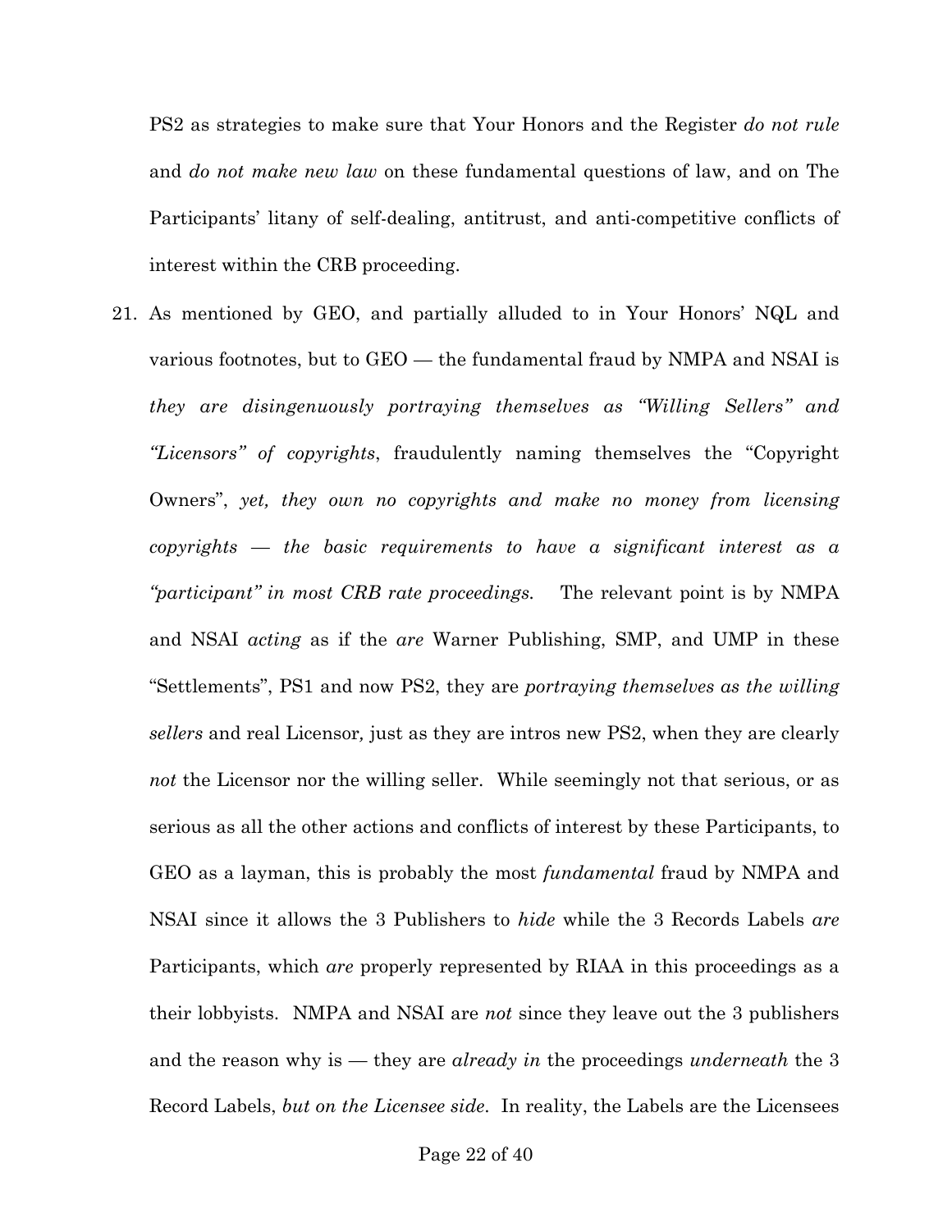PS2 as strategies to make sure that Your Honors and the Register *do not rule* and *do not make new law* on these fundamental questions of law, and on The Participants' litany of self-dealing, antitrust, and anti-competitive conflicts of interest within the CRB proceeding.

21. As mentioned by GEO, and partially alluded to in Your Honors' NQL and various footnotes, but to GEO — the fundamental fraud by NMPA and NSAI is *they are disingenuously portraying themselves as "Willing Sellers" and "Licensors" of copyrights*, fraudulently naming themselves the "Copyright Owners", *yet, they own no copyrights and make no money from licensing copyrights — the basic requirements to have a significant interest as a "participant" in most CRB rate proceedings.* The relevant point is by NMPA and NSAI *acting* as if the *are* Warner Publishing, SMP, and UMP in these "Settlements", PS1 and now PS2, they are *portraying themselves as the willing sellers* and real Licensor*,* just as they are intros new PS2, when they are clearly *not* the Licensor nor the willing seller. While seemingly not that serious, or as serious as all the other actions and conflicts of interest by these Participants, to GEO as a layman, this is probably the most *fundamental* fraud by NMPA and NSAI since it allows the 3 Publishers to *hide* while the 3 Records Labels *are* Participants, which *are* properly represented by RIAA in this proceedings as a their lobbyists. NMPA and NSAI are *not* since they leave out the 3 publishers and the reason why is — they are *already in* the proceedings *underneath* the 3 Record Labels, *but on the Licensee side*. In reality, the Labels are the Licensees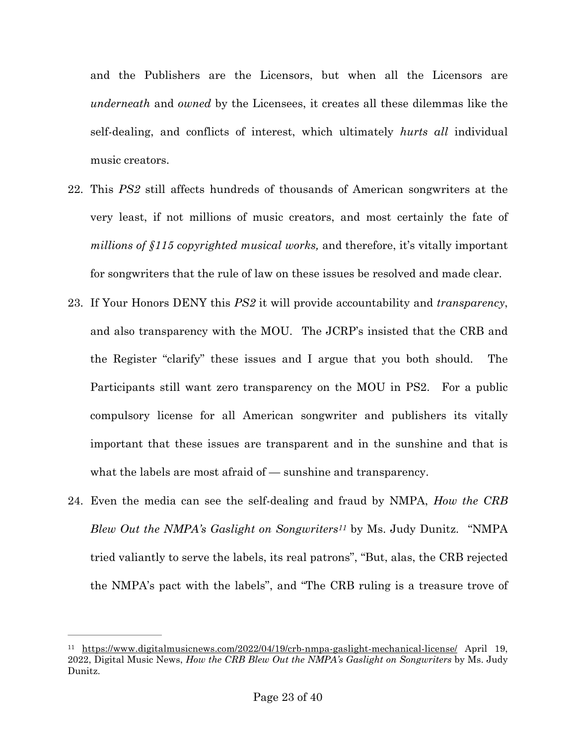and the Publishers are the Licensors, but when all the Licensors are *underneath* and *owned* by the Licensees, it creates all these dilemmas like the self-dealing, and conflicts of interest, which ultimately *hurts all* individual music creators.

22. This *PS2* still affects hundreds of thousands of American songwriters at the very least, if not millions of music creators, and most certainly the fate of *millions of §115 copyrighted musical works,* and therefore, it's vitally important for songwriters that the rule of law on these issues be resolved and made clear.

23. If Your Honors DENY this *PS2* it will provide accountability and *transparency*, and also transparency with the MOU. The JCRP's insisted that the CRB and the Register "clarify" these issues and I argue that you both should. The Participants still want zero transparency on the MOU in PS2. For a public compulsory license for all American songwriter and publishers its vitally important that these issues are transparent and in the sunshine and that is what the labels are most afraid of — sunshine and transparency.

24. Even the media can see the self-dealing and fraud by NMPA, *How the CRB Blew Out the NMPA's Gaslight on Songwriters*[11] by Ms. Judy Dunitz. "NMPA tried valiantly to serve the labels, its real patrons", "But, alas, the CRB rejected the NMPA's pact with the labels", and "The CRB ruling is a treasure trove of

---

[11] https://www.digitalmusicnews.com/2022/04/19/crb-nmpa-gaslight-mechanical-license/ April 19, 2022, Digital Music News, *How the CRB Blew Out the NMPA's Gaslight on Songwriters* by Ms. Judy Dunitz.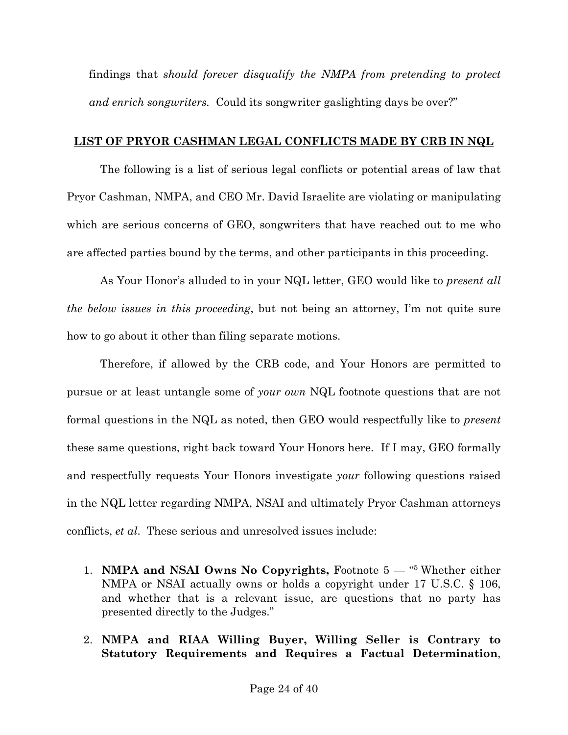findings that *should forever disqualify the NMPA from pretending to protect and enrich songwriters.* Could its songwriter gaslighting days be over?"

## LIST OF PRYOR CASHMAN LEGAL CONFLICTS MADE BY CRB IN NQL

The following is a list of serious legal conflicts or potential areas of law that Pryor Cashman, NMPA, and CEO Mr. David Israelite are violating or manipulating which are serious concerns of GEO, songwriters that have reached out to me who are affected parties bound by the terms, and other participants in this proceeding.

As Your Honor's alluded to in your NQL letter, GEO would like to *present all the below issues in this proceeding*, but not being an attorney, I'm not quite sure how to go about it other than filing separate motions.

Therefore, if allowed by the CRB code, and Your Honors are permitted to pursue or at least untangle some of *your own* NQL footnote questions that are not formal questions in the NQL as noted, then GEO would respectfully like to *present* these same questions, right back toward Your Honors here. If I may, GEO formally and respectfully requests Your Honors investigate *your* following questions raised in the NQL letter regarding NMPA, NSAI and ultimately Pryor Cashman attorneys conflicts, *et al*. These serious and unresolved issues include:

1. **NMPA and NSAI Owns No Copyrights,** Footnote 5 — "[5] Whether either NMPA or NSAI actually owns or holds a copyright under 17 U.S.C. § 106, and whether that is a relevant issue, are questions that no party has presented directly to the Judges."
2. **NMPA and RIAA Willing Buyer, Willing Seller is Contrary to Statutory Requirements and Requires a Factual Determination**,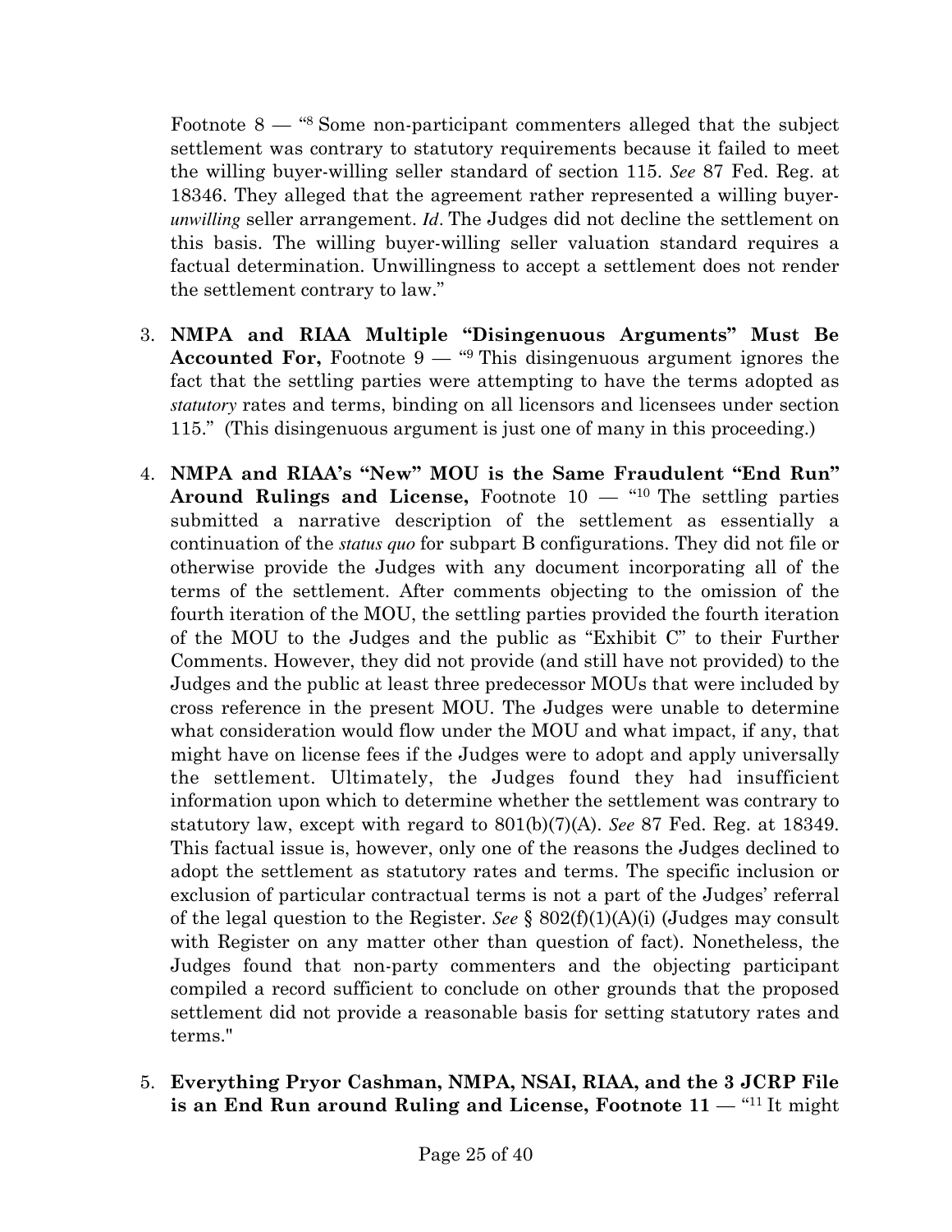Footnote 8 — "[8] Some non-participant commenters alleged that the subject settlement was contrary to statutory requirements because it failed to meet the willing buyer-willing seller standard of section 115. *See* 87 Fed. Reg. at 18346. They alleged that the agreement rather represented a willing buyer-*unwilling* seller arrangement. *Id*. The Judges did not decline the settlement on this basis. The willing buyer-willing seller valuation standard requires a factual determination. Unwillingness to accept a settlement does not render the settlement contrary to law."

3. **NMPA and RIAA Multiple "Disingenuous Arguments" Must Be Accounted For,** Footnote 9 — "[9] This disingenuous argument ignores the fact that the settling parties were attempting to have the terms adopted as *statutory* rates and terms, binding on all licensors and licensees under section 115." (This disingenuous argument is just one of many in this proceeding.)

4. **NMPA and RIAA's "New" MOU is the Same Fraudulent "End Run" Around Rulings and License,** Footnote 10 — "[10] The settling parties submitted a narrative description of the settlement as essentially a continuation of the *status quo* for subpart B configurations. They did not file or otherwise provide the Judges with any document incorporating all of the terms of the settlement. After comments objecting to the omission of the fourth iteration of the MOU, the settling parties provided the fourth iteration of the MOU to the Judges and the public as "Exhibit C" to their Further Comments. However, they did not provide (and still have not provided) to the Judges and the public at least three predecessor MOUs that were included by cross reference in the present MOU. The Judges were unable to determine what consideration would flow under the MOU and what impact, if any, that might have on license fees if the Judges were to adopt and apply universally the settlement. Ultimately, the Judges found they had insufficient information upon which to determine whether the settlement was contrary to statutory law, except with regard to 801(b)(7)(A). *See* 87 Fed. Reg. at 18349. This factual issue is, however, only one of the reasons the Judges declined to adopt the settlement as statutory rates and terms. The specific inclusion or exclusion of particular contractual terms is not a part of the Judges' referral of the legal question to the Register. *See* § 802(f)(1)(A)(i) (Judges may consult with Register on any matter other than question of fact). Nonetheless, the Judges found that non-party commenters and the objecting participant compiled a record sufficient to conclude on other grounds that the proposed settlement did not provide a reasonable basis for setting statutory rates and terms."

5. **Everything Pryor Cashman, NMPA, NSAI, RIAA, and the 3 JCRP File is an End Run around Ruling and License, Footnote 11** — "[11] It might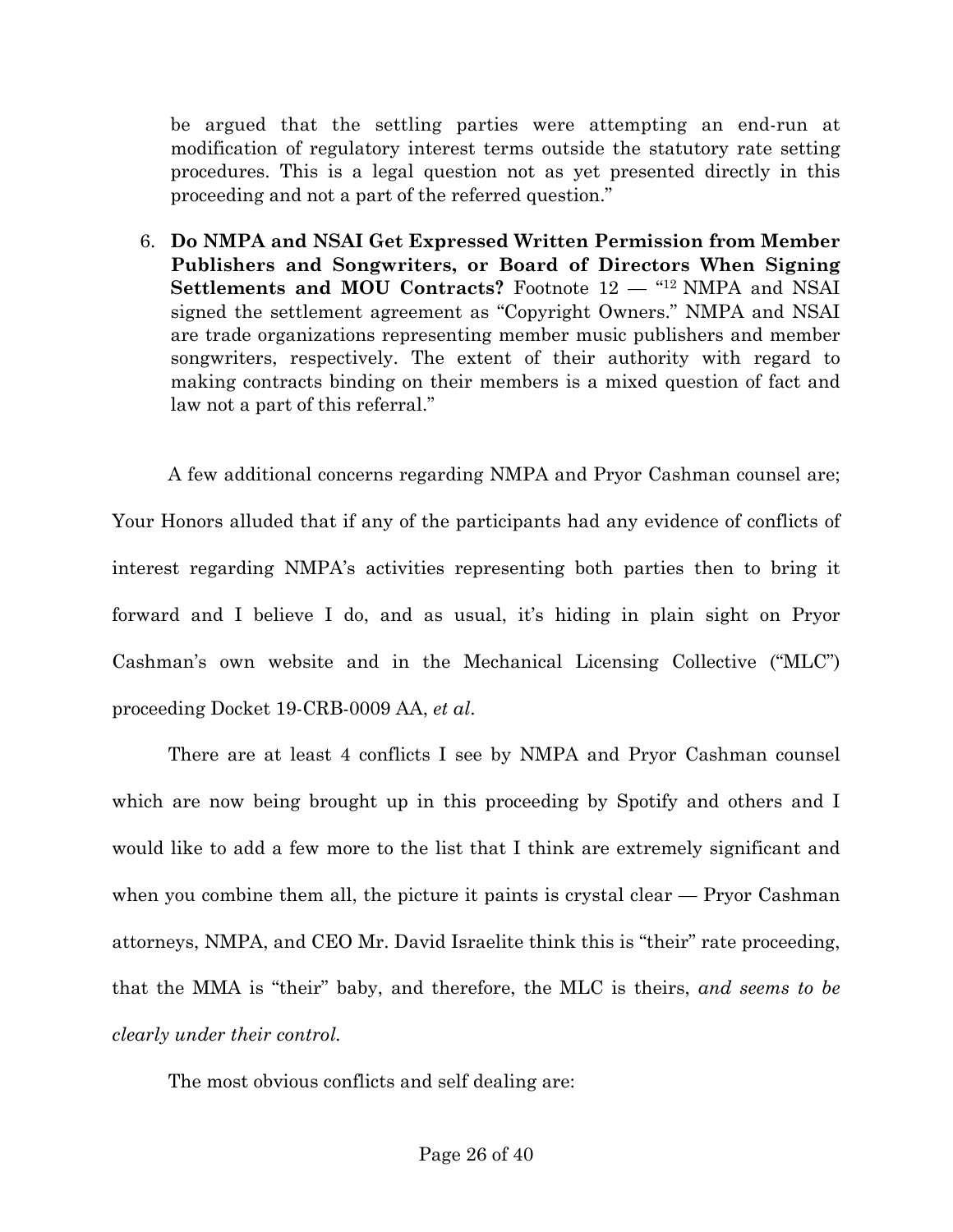be argued that the settling parties were attempting an end-run at modification of regulatory interest terms outside the statutory rate setting procedures. This is a legal question not as yet presented directly in this proceeding and not a part of the referred question."

6. **Do NMPA and NSAI Get Expressed Written Permission from Member Publishers and Songwriters, or Board of Directors When Signing Settlements and MOU Contracts?** Footnote 12 — "[12] NMPA and NSAI signed the settlement agreement as "Copyright Owners." NMPA and NSAI are trade organizations representing member music publishers and member songwriters, respectively. The extent of their authority with regard to making contracts binding on their members is a mixed question of fact and law not a part of this referral."

A few additional concerns regarding NMPA and Pryor Cashman counsel are; Your Honors alluded that if any of the participants had any evidence of conflicts of interest regarding NMPA's activities representing both parties then to bring it forward and I believe I do, and as usual, it's hiding in plain sight on Pryor Cashman's own website and in the Mechanical Licensing Collective ("MLC") proceeding Docket 19-CRB-0009 AA, *et al*.

There are at least 4 conflicts I see by NMPA and Pryor Cashman counsel which are now being brought up in this proceeding by Spotify and others and I would like to add a few more to the list that I think are extremely significant and when you combine them all, the picture it paints is crystal clear — Pryor Cashman attorneys, NMPA, and CEO Mr. David Israelite think this is "their" rate proceeding, that the MMA is "their" baby, and therefore, the MLC is theirs, *and seems to be clearly under their control.*

The most obvious conflicts and self dealing are: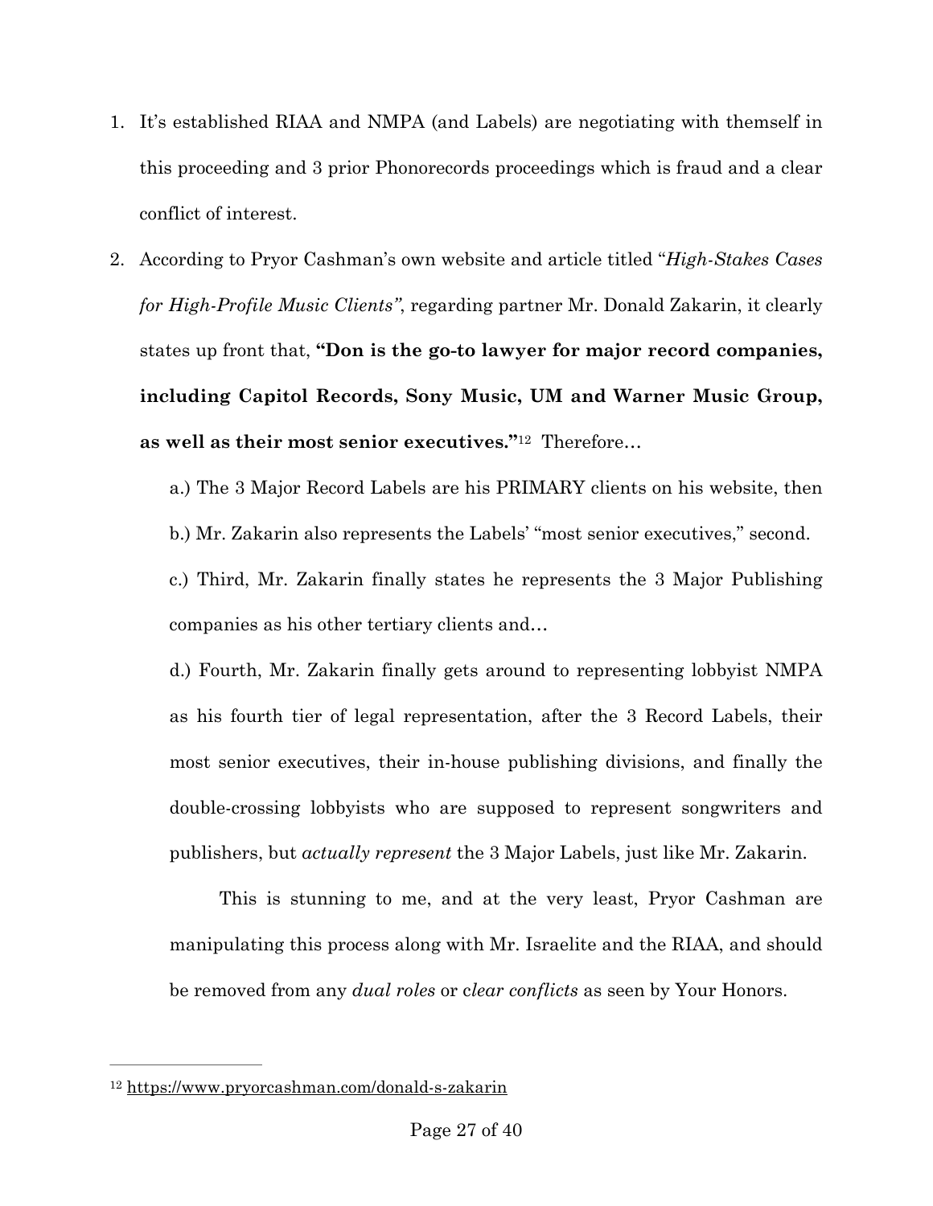1. It's established RIAA and NMPA (and Labels) are negotiating with themself in this proceeding and 3 prior Phonorecords proceedings which is fraud and a clear conflict of interest.

2. According to Pryor Cashman's own website and article titled "*High-Stakes Cases for High-Profile Music Clients"*, regarding partner Mr. Donald Zakarin, it clearly states up front that, **"Don is the go-to lawyer for major record companies, including Capitol Records, Sony Music, UM and Warner Music Group, as well as their most senior executives."**[12] Therefore…

   a.) The 3 Major Record Labels are his PRIMARY clients on his website, then

   b.) Mr. Zakarin also represents the Labels' "most senior executives," second.

   c.) Third, Mr. Zakarin finally states he represents the 3 Major Publishing companies as his other tertiary clients and…

   d.) Fourth, Mr. Zakarin finally gets around to representing lobbyist NMPA as his fourth tier of legal representation, after the 3 Record Labels, their most senior executives, their in-house publishing divisions, and finally the double-crossing lobbyists who are supposed to represent songwriters and publishers, but *actually represent* the 3 Major Labels, just like Mr. Zakarin.

   This is stunning to me, and at the very least, Pryor Cashman are manipulating this process along with Mr. Israelite and the RIAA, and should be removed from any *dual roles* or c*lear conflicts* as seen by Your Honors.

---

[12] https://www.pryorcashman.com/donald-s-zakarin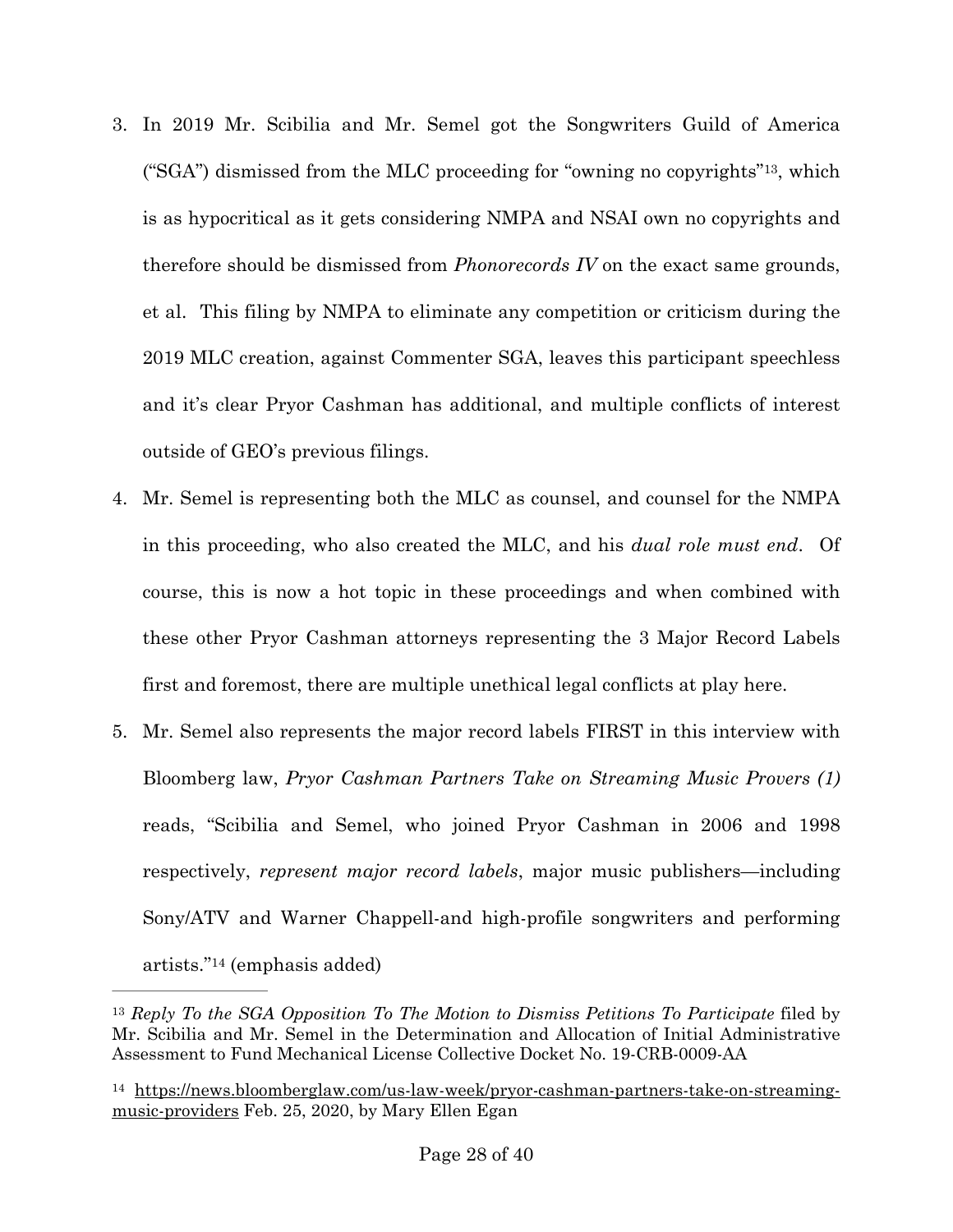3. In 2019 Mr. Scibilia and Mr. Semel got the Songwriters Guild of America ("SGA") dismissed from the MLC proceeding for "owning no copyrights"[13], which is as hypocritical as it gets considering NMPA and NSAI own no copyrights and therefore should be dismissed from *Phonorecords IV* on the exact same grounds, et al. This filing by NMPA to eliminate any competition or criticism during the 2019 MLC creation, against Commenter SGA, leaves this participant speechless and it's clear Pryor Cashman has additional, and multiple conflicts of interest outside of GEO's previous filings.

4. Mr. Semel is representing both the MLC as counsel, and counsel for the NMPA in this proceeding, who also created the MLC, and his *dual role must end*. Of course, this is now a hot topic in these proceedings and when combined with these other Pryor Cashman attorneys representing the 3 Major Record Labels first and foremost, there are multiple unethical legal conflicts at play here.

5. Mr. Semel also represents the major record labels FIRST in this interview with Bloomberg law, *Pryor Cashman Partners Take on Streaming Music Provers (1)* reads, "Scibilia and Semel, who joined Pryor Cashman in 2006 and 1998 respectively, *represent major record labels*, major music publishers—including Sony/ATV and Warner Chappell-and high-profile songwriters and performing artists."[14] (emphasis added)

---

[13] *Reply To the SGA Opposition To The Motion to Dismiss Petitions To Participate* filed by Mr. Scibilia and Mr. Semel in the Determination and Allocation of Initial Administrative Assessment to Fund Mechanical License Collective Docket No. 19-CRB-0009-AA

[14] https://news.bloomberglaw.com/us-law-week/pryor-cashman-partners-take-on-streaming-music-providers Feb. 25, 2020, by Mary Ellen Egan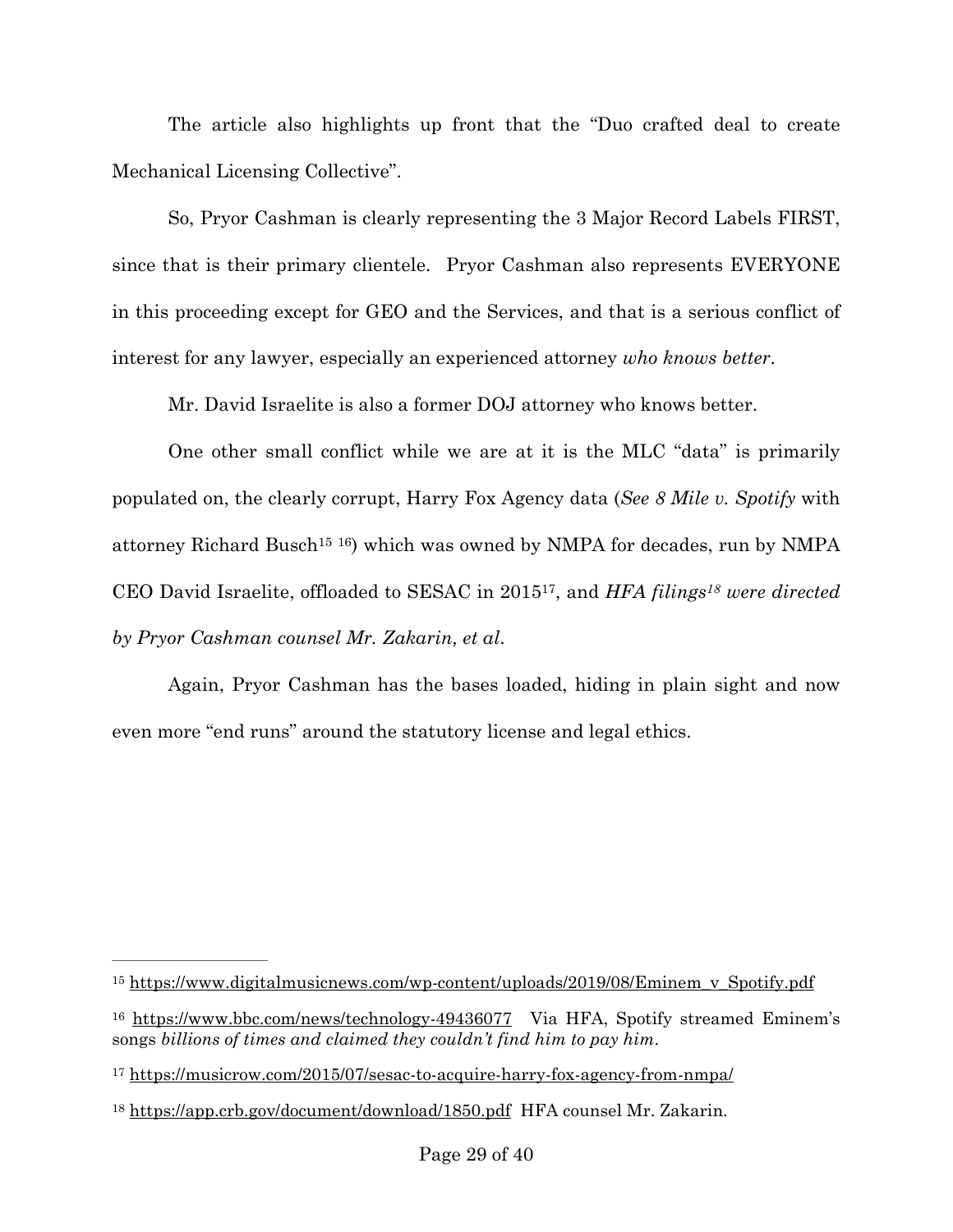The article also highlights up front that the "Duo crafted deal to create Mechanical Licensing Collective".

So, Pryor Cashman is clearly representing the 3 Major Record Labels FIRST, since that is their primary clientele. Pryor Cashman also represents EVERYONE in this proceeding except for GEO and the Services, and that is a serious conflict of interest for any lawyer, especially an experienced attorney *who knows better*.

Mr. David Israelite is also a former DOJ attorney who knows better.

One other small conflict while we are at it is the MLC "data" is primarily populated on, the clearly corrupt, Harry Fox Agency data (*See 8 Mile v. Spotify* with attorney Richard Busch[15] [16]) which was owned by NMPA for decades, run by NMPA CEO David Israelite, offloaded to SESAC in 2015[17], and *HFA filings[18] were directed by Pryor Cashman counsel Mr. Zakarin, et al.*

Again, Pryor Cashman has the bases loaded, hiding in plain sight and now even more "end runs" around the statutory license and legal ethics.

---

[15] https://www.digitalmusicnews.com/wp-content/uploads/2019/08/Eminem_v_Spotify.pdf

[16] https://www.bbc.com/news/technology-49436077 Via HFA, Spotify streamed Eminem's songs *billions of times and claimed they couldn't find him to pay him*.

[17] https://musicrow.com/2015/07/sesac-to-acquire-harry-fox-agency-from-nmpa/

[18] https://app.crb.gov/document/download/1850.pdf HFA counsel Mr. Zakarin.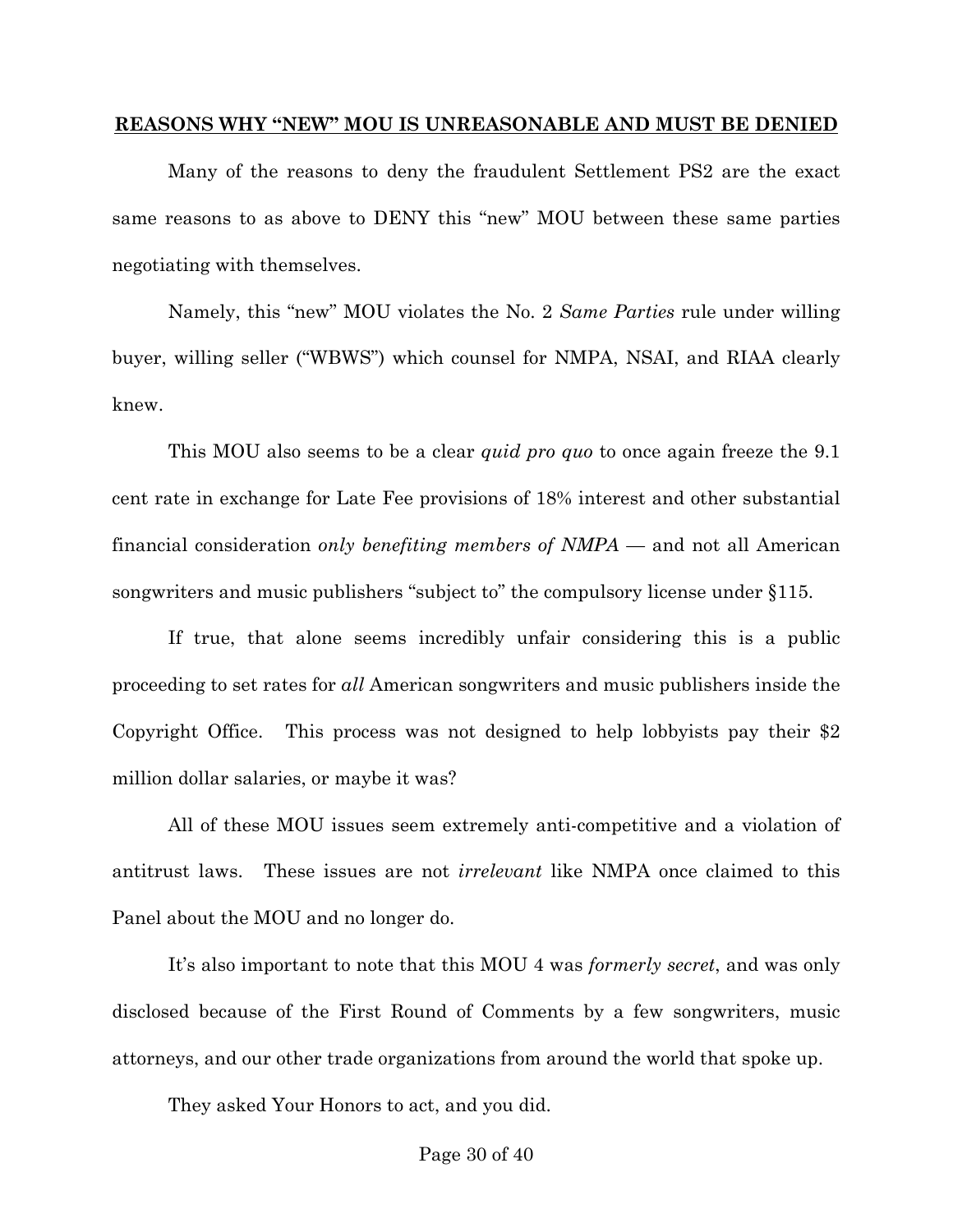**REASONS WHY "NEW" MOU IS UNREASONABLE AND MUST BE DENIED**

Many of the reasons to deny the fraudulent Settlement PS2 are the exact same reasons to as above to DENY this "new" MOU between these same parties negotiating with themselves.

Namely, this "new" MOU violates the No. 2 *Same Parties* rule under willing buyer, willing seller ("WBWS") which counsel for NMPA, NSAI, and RIAA clearly knew.

This MOU also seems to be a clear *quid pro quo* to once again freeze the 9.1 cent rate in exchange for Late Fee provisions of 18% interest and other substantial financial consideration *only benefiting members of NMPA* — and not all American songwriters and music publishers "subject to" the compulsory license under §115.

If true, that alone seems incredibly unfair considering this is a public proceeding to set rates for *all* American songwriters and music publishers inside the Copyright Office. This process was not designed to help lobbyists pay their $2 million dollar salaries, or maybe it was?

All of these MOU issues seem extremely anti-competitive and a violation of antitrust laws. These issues are not *irrelevant* like NMPA once claimed to this Panel about the MOU and no longer do.

It's also important to note that this MOU 4 was *formerly secret*, and was only disclosed because of the First Round of Comments by a few songwriters, music attorneys, and our other trade organizations from around the world that spoke up.

They asked Your Honors to act, and you did.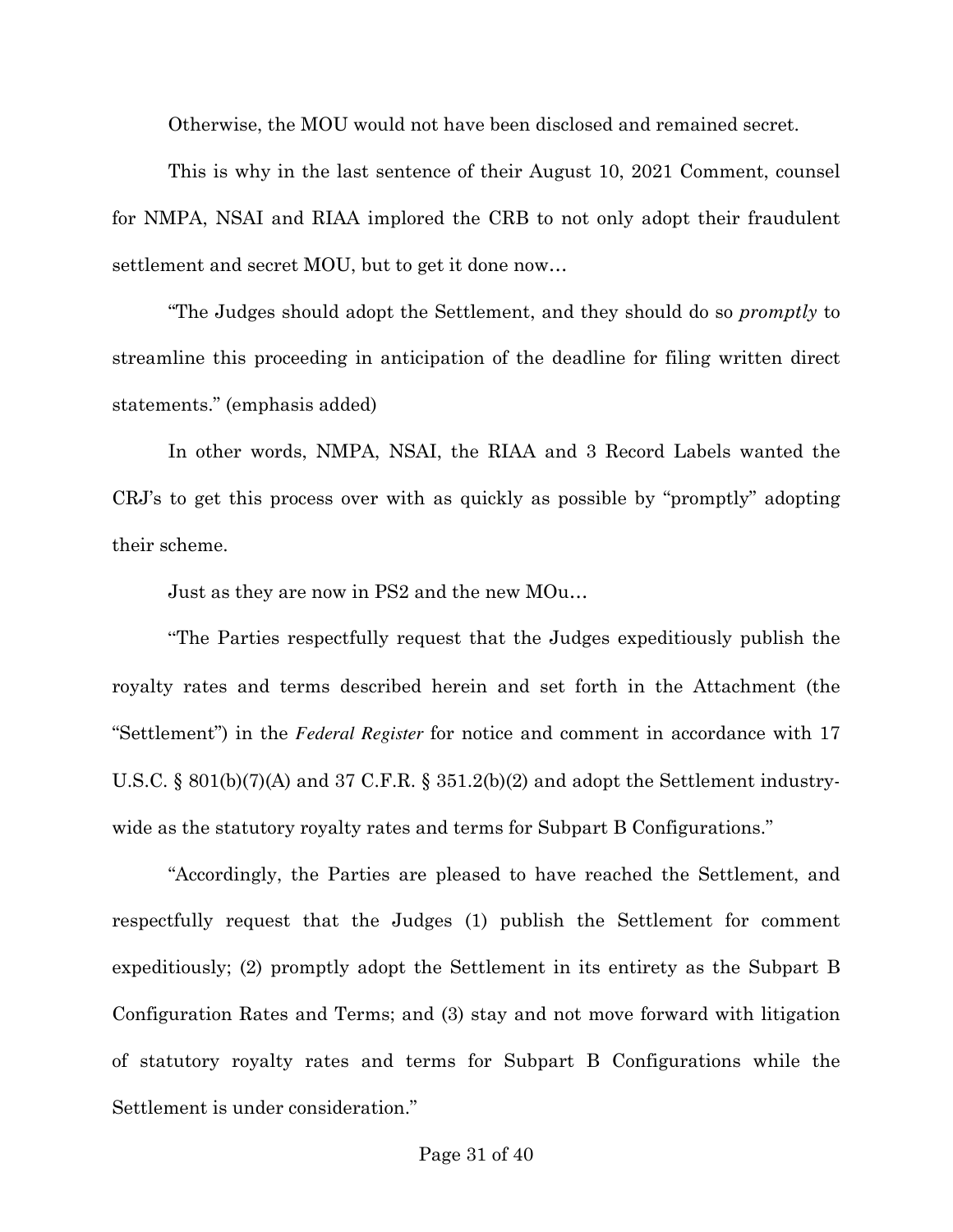Otherwise, the MOU would not have been disclosed and remained secret.

This is why in the last sentence of their August 10, 2021 Comment, counsel for NMPA, NSAI and RIAA implored the CRB to not only adopt their fraudulent settlement and secret MOU, but to get it done now…

"The Judges should adopt the Settlement, and they should do so *promptly* to streamline this proceeding in anticipation of the deadline for filing written direct statements." (emphasis added)

In other words, NMPA, NSAI, the RIAA and 3 Record Labels wanted the CRJ's to get this process over with as quickly as possible by "promptly" adopting their scheme.

Just as they are now in PS2 and the new MOu…

"The Parties respectfully request that the Judges expeditiously publish the royalty rates and terms described herein and set forth in the Attachment (the "Settlement") in the *Federal Register* for notice and comment in accordance with 17 U.S.C. § 801(b)(7)(A) and 37 C.F.R. § 351.2(b)(2) and adopt the Settlement industry-wide as the statutory royalty rates and terms for Subpart B Configurations."

"Accordingly, the Parties are pleased to have reached the Settlement, and respectfully request that the Judges (1) publish the Settlement for comment expeditiously; (2) promptly adopt the Settlement in its entirety as the Subpart B Configuration Rates and Terms; and (3) stay and not move forward with litigation of statutory royalty rates and terms for Subpart B Configurations while the Settlement is under consideration."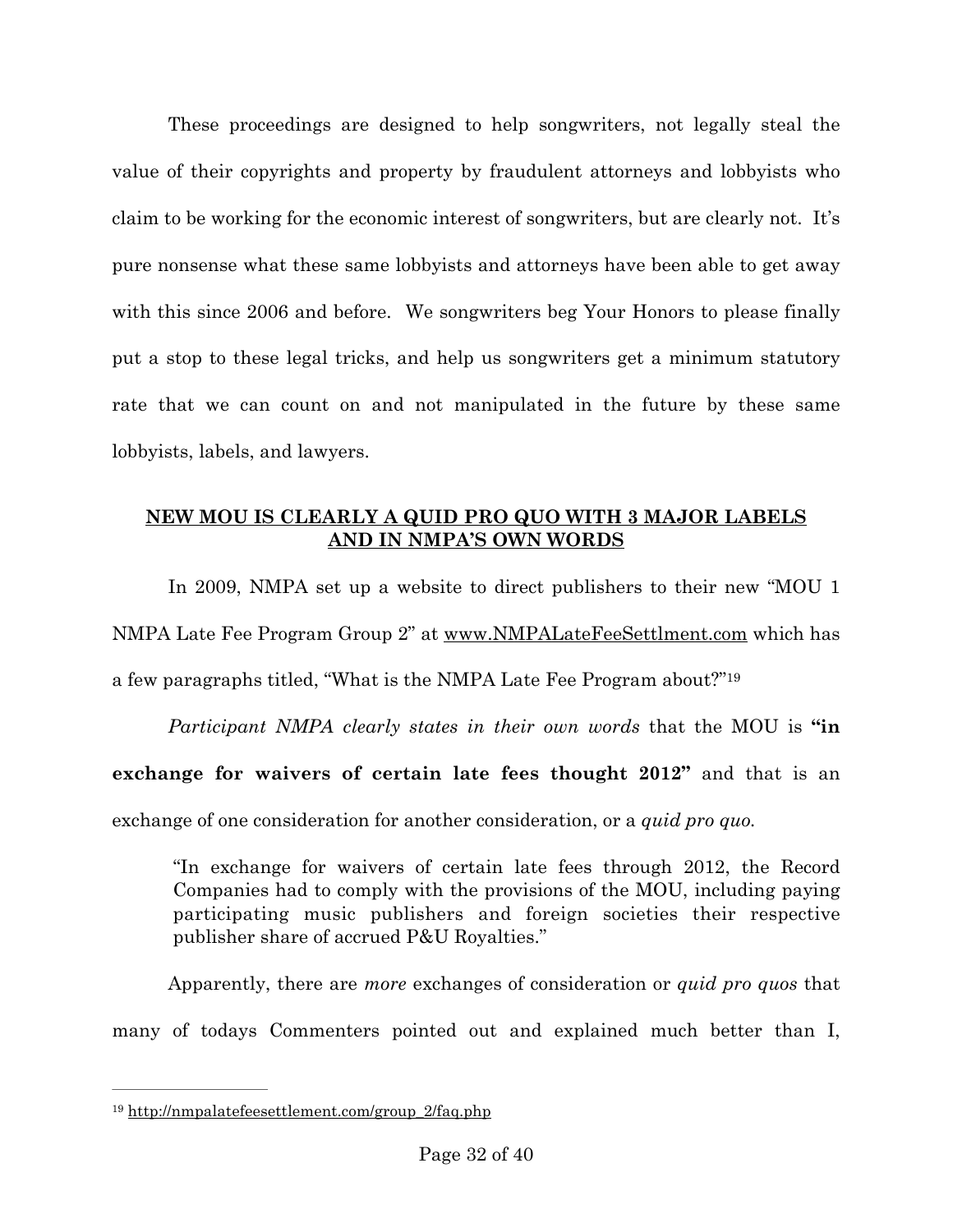These proceedings are designed to help songwriters, not legally steal the value of their copyrights and property by fraudulent attorneys and lobbyists who claim to be working for the economic interest of songwriters, but are clearly not. It's pure nonsense what these same lobbyists and attorneys have been able to get away with this since 2006 and before. We songwriters beg Your Honors to please finally put a stop to these legal tricks, and help us songwriters get a minimum statutory rate that we can count on and not manipulated in the future by these same lobbyists, labels, and lawyers.

## NEW MOU IS CLEARLY A QUID PRO QUO WITH 3 MAJOR LABELS AND IN NMPA'S OWN WORDS

In 2009, NMPA set up a website to direct publishers to their new "MOU 1 NMPA Late Fee Program Group 2" at www.NMPALateFeeSettlment.com which has a few paragraphs titled, "What is the NMPA Late Fee Program about?"[19]

*Participant NMPA clearly states in their own words* that the MOU is **"in exchange for waivers of certain late fees thought 2012"** and that is an exchange of one consideration for another consideration, or a *quid pro quo.*

> "In exchange for waivers of certain late fees through 2012, the Record Companies had to comply with the provisions of the MOU, including paying participating music publishers and foreign societies their respective publisher share of accrued P&U Royalties."

Apparently, there are *more* exchanges of consideration or *quid pro quos* that many of todays Commenters pointed out and explained much better than I,

---

[19] http://nmpalatefeesettlement.com/group_2/faq.php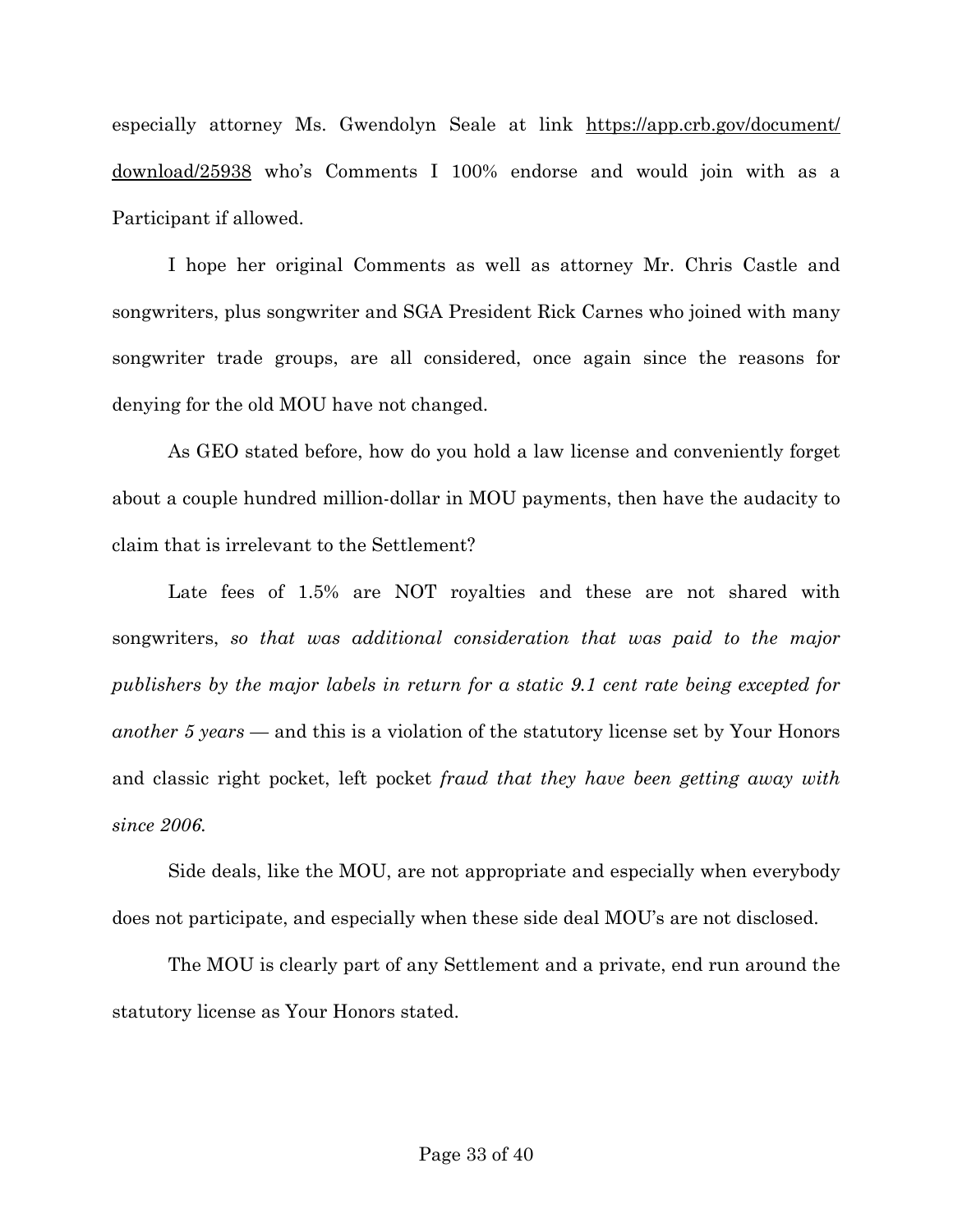especially attorney Ms. Gwendolyn Seale at link [https://app.crb.gov/document/download/25938](https://app.crb.gov/document/download/25938) who's Comments I 100% endorse and would join with as a Participant if allowed.

I hope her original Comments as well as attorney Mr. Chris Castle and songwriters, plus songwriter and SGA President Rick Carnes who joined with many songwriter trade groups, are all considered, once again since the reasons for denying for the old MOU have not changed.

As GEO stated before, how do you hold a law license and conveniently forget about a couple hundred million-dollar in MOU payments, then have the audacity to claim that is irrelevant to the Settlement?

Late fees of 1.5% are NOT royalties and these are not shared with songwriters, *so that was additional consideration that was paid to the major publishers by the major labels in return for a static 9.1 cent rate being excepted for another 5 years* — and this is a violation of the statutory license set by Your Honors and classic right pocket, left pocket *fraud that they have been getting away with since 2006.*

Side deals, like the MOU, are not appropriate and especially when everybody does not participate, and especially when these side deal MOU's are not disclosed.

The MOU is clearly part of any Settlement and a private, end run around the statutory license as Your Honors stated.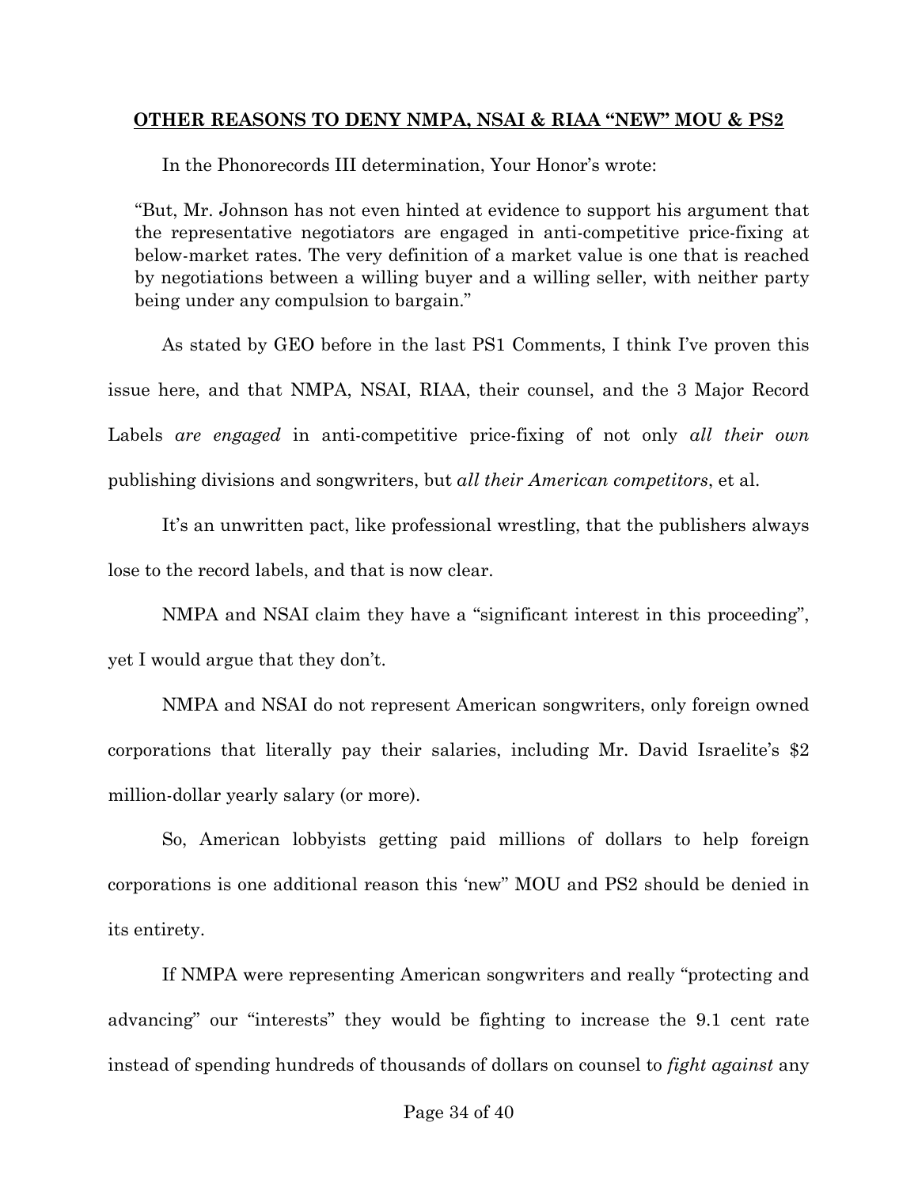**OTHER REASONS TO DENY NMPA, NSAI & RIAA "NEW" MOU & PS2**

In the Phonorecords III determination, Your Honor's wrote:

> "But, Mr. Johnson has not even hinted at evidence to support his argument that the representative negotiators are engaged in anti-competitive price-fixing at below-market rates. The very definition of a market value is one that is reached by negotiations between a willing buyer and a willing seller, with neither party being under any compulsion to bargain."

As stated by GEO before in the last PS1 Comments, I think I've proven this issue here, and that NMPA, NSAI, RIAA, their counsel, and the 3 Major Record Labels *are engaged* in anti-competitive price-fixing of not only *all their own* publishing divisions and songwriters, but *all their American competitors*, et al.

It's an unwritten pact, like professional wrestling, that the publishers always lose to the record labels, and that is now clear.

NMPA and NSAI claim they have a "significant interest in this proceeding", yet I would argue that they don't.

NMPA and NSAI do not represent American songwriters, only foreign owned corporations that literally pay their salaries, including Mr. David Israelite's $2 million-dollar yearly salary (or more).

So, American lobbyists getting paid millions of dollars to help foreign corporations is one additional reason this 'new" MOU and PS2 should be denied in its entirety.

If NMPA were representing American songwriters and really "protecting and advancing" our "interests" they would be fighting to increase the 9.1 cent rate instead of spending hundreds of thousands of dollars on counsel to *fight against* any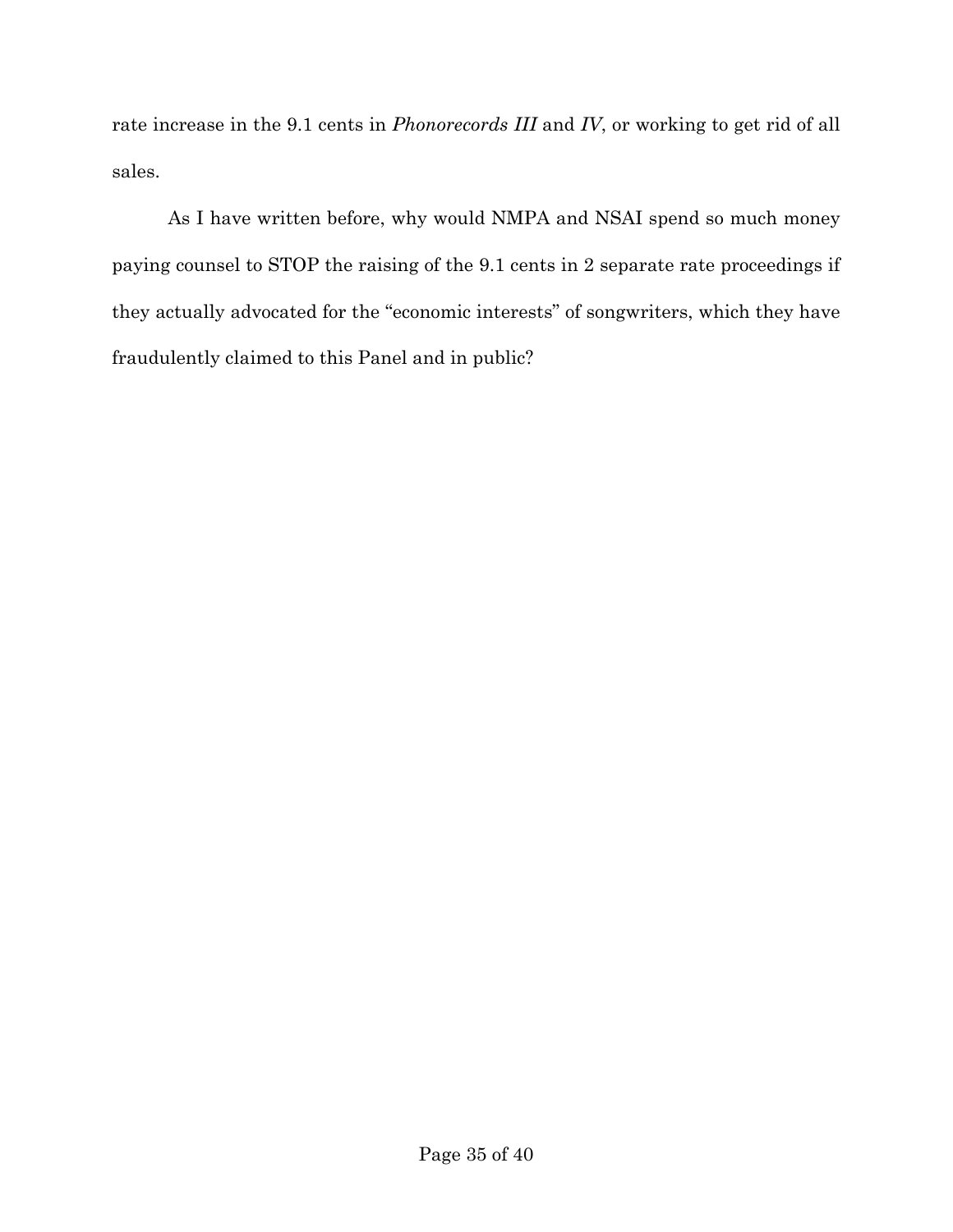rate increase in the 9.1 cents in *Phonorecords III* and *IV*, or working to get rid of all sales.

As I have written before, why would NMPA and NSAI spend so much money paying counsel to STOP the raising of the 9.1 cents in 2 separate rate proceedings if they actually advocated for the "economic interests" of songwriters, which they have fraudulently claimed to this Panel and in public?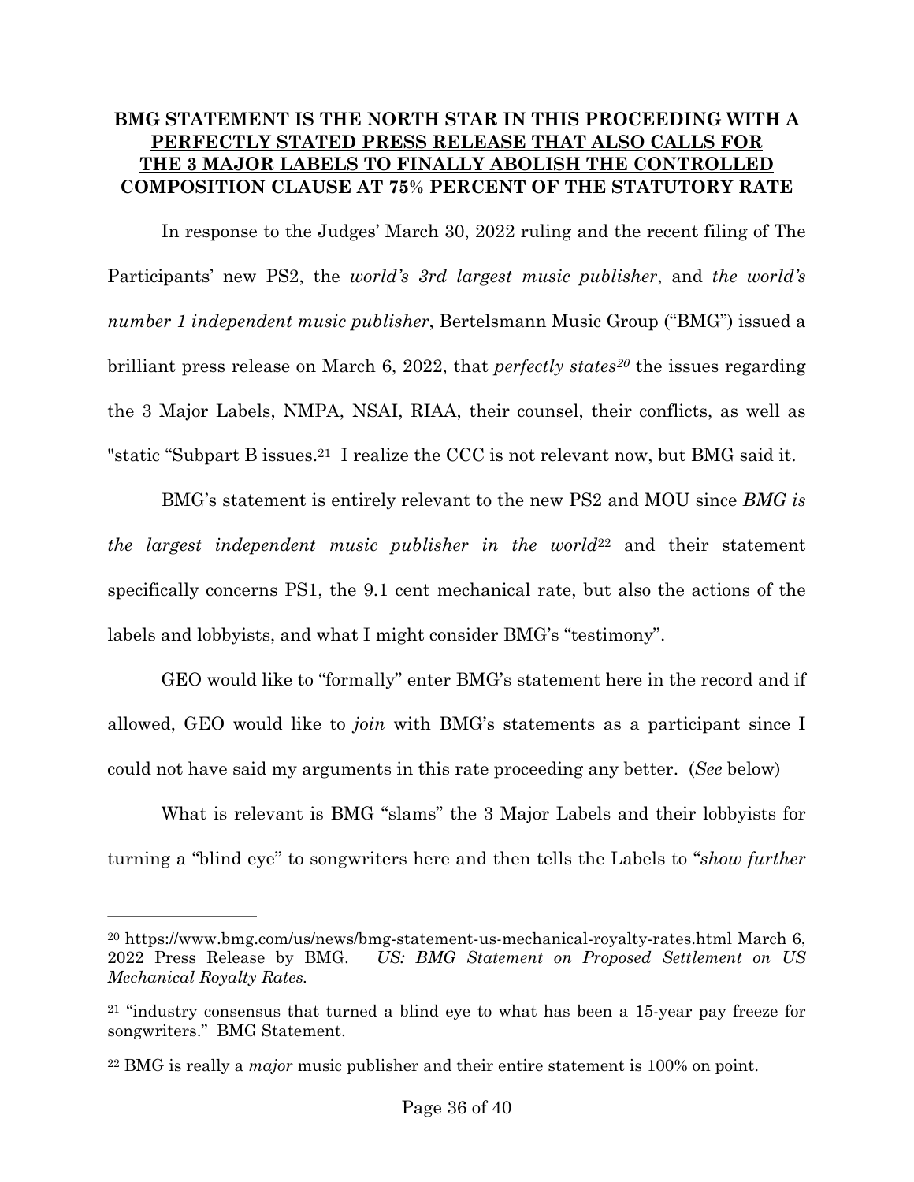**BMG STATEMENT IS THE NORTH STAR IN THIS PROCEEDING WITH A PERFECTLY STATED PRESS RELEASE THAT ALSO CALLS FOR THE 3 MAJOR LABELS TO FINALLY ABOLISH THE CONTROLLED COMPOSITION CLAUSE AT 75% PERCENT OF THE STATUTORY RATE**

In response to the Judges' March 30, 2022 ruling and the recent filing of The Participants' new PS2, the *world's 3rd largest music publisher*, and *the world's number 1 independent music publisher*, Bertelsmann Music Group ("BMG") issued a brilliant press release on March 6, 2022, that *perfectly states*[20] the issues regarding the 3 Major Labels, NMPA, NSAI, RIAA, their counsel, their conflicts, as well as "static "Subpart B issues.[21] I realize the CCC is not relevant now, but BMG said it.

BMG's statement is entirely relevant to the new PS2 and MOU since *BMG is the largest independent music publisher in the world*[22] and their statement specifically concerns PS1, the 9.1 cent mechanical rate, but also the actions of the labels and lobbyists, and what I might consider BMG's "testimony".

GEO would like to "formally" enter BMG's statement here in the record and if allowed, GEO would like to *join* with BMG's statements as a participant since I could not have said my arguments in this rate proceeding any better. (*See* below)

What is relevant is BMG "slams" the 3 Major Labels and their lobbyists for turning a "blind eye" to songwriters here and then tells the Labels to "*show further*

---

[20] https://www.bmg.com/us/news/bmg-statement-us-mechanical-royalty-rates.html March 6, 2022 Press Release by BMG. *US: BMG Statement on Proposed Settlement on US Mechanical Royalty Rates.*

[21] "industry consensus that turned a blind eye to what has been a 15-year pay freeze for songwriters." BMG Statement.

[22] BMG is really a *major* music publisher and their entire statement is 100% on point.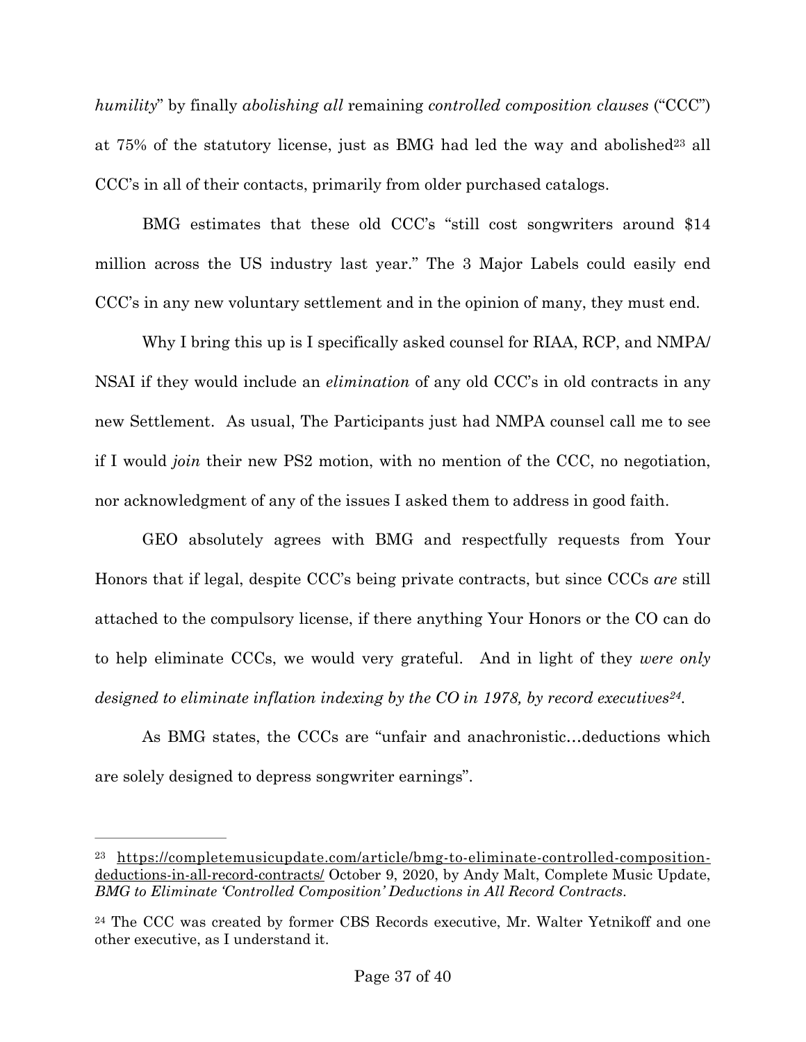*humility*" by finally *abolishing all* remaining *controlled composition clauses* ("CCC") at 75% of the statutory license, just as BMG had led the way and abolished[23] all CCC's in all of their contacts, primarily from older purchased catalogs.

BMG estimates that these old CCC's "still cost songwriters around $14 million across the US industry last year." The 3 Major Labels could easily end CCC's in any new voluntary settlement and in the opinion of many, they must end.

Why I bring this up is I specifically asked counsel for RIAA, RCP, and NMPA/ NSAI if they would include an *elimination* of any old CCC's in old contracts in any new Settlement. As usual, The Participants just had NMPA counsel call me to see if I would *join* their new PS2 motion, with no mention of the CCC, no negotiation, nor acknowledgment of any of the issues I asked them to address in good faith.

GEO absolutely agrees with BMG and respectfully requests from Your Honors that if legal, despite CCC's being private contracts, but since CCCs *are* still attached to the compulsory license, if there anything Your Honors or the CO can do to help eliminate CCCs, we would very grateful. And in light of they *were only designed to eliminate inflation indexing by the CO in 1978, by record executives*[24].

As BMG states, the CCCs are "unfair and anachronistic…deductions which are solely designed to depress songwriter earnings".

---

[23] https://completemusicupdate.com/article/bmg-to-eliminate-controlled-composition-deductions-in-all-record-contracts/ October 9, 2020, by Andy Malt, Complete Music Update, *BMG to Eliminate 'Controlled Composition' Deductions in All Record Contracts*.

[24] The CCC was created by former CBS Records executive, Mr. Walter Yetnikoff and one other executive, as I understand it.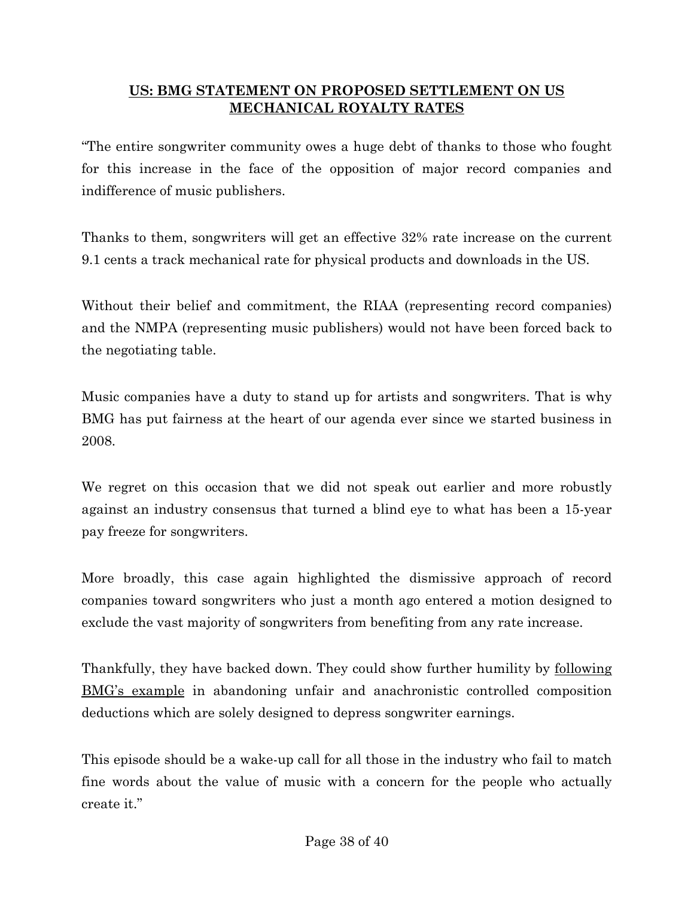## US: BMG STATEMENT ON PROPOSED SETTLEMENT ON US MECHANICAL ROYALTY RATES

"The entire songwriter community owes a huge debt of thanks to those who fought for this increase in the face of the opposition of major record companies and indifference of music publishers.

Thanks to them, songwriters will get an effective 32% rate increase on the current 9.1 cents a track mechanical rate for physical products and downloads in the US.

Without their belief and commitment, the RIAA (representing record companies) and the NMPA (representing music publishers) would not have been forced back to the negotiating table.

Music companies have a duty to stand up for artists and songwriters. That is why BMG has put fairness at the heart of our agenda ever since we started business in 2008.

We regret on this occasion that we did not speak out earlier and more robustly against an industry consensus that turned a blind eye to what has been a 15-year pay freeze for songwriters.

More broadly, this case again highlighted the dismissive approach of record companies toward songwriters who just a month ago entered a motion designed to exclude the vast majority of songwriters from benefiting from any rate increase.

Thankfully, they have backed down. They could show further humility by following BMG's example in abandoning unfair and anachronistic controlled composition deductions which are solely designed to depress songwriter earnings.

This episode should be a wake-up call for all those in the industry who fail to match fine words about the value of music with a concern for the people who actually create it."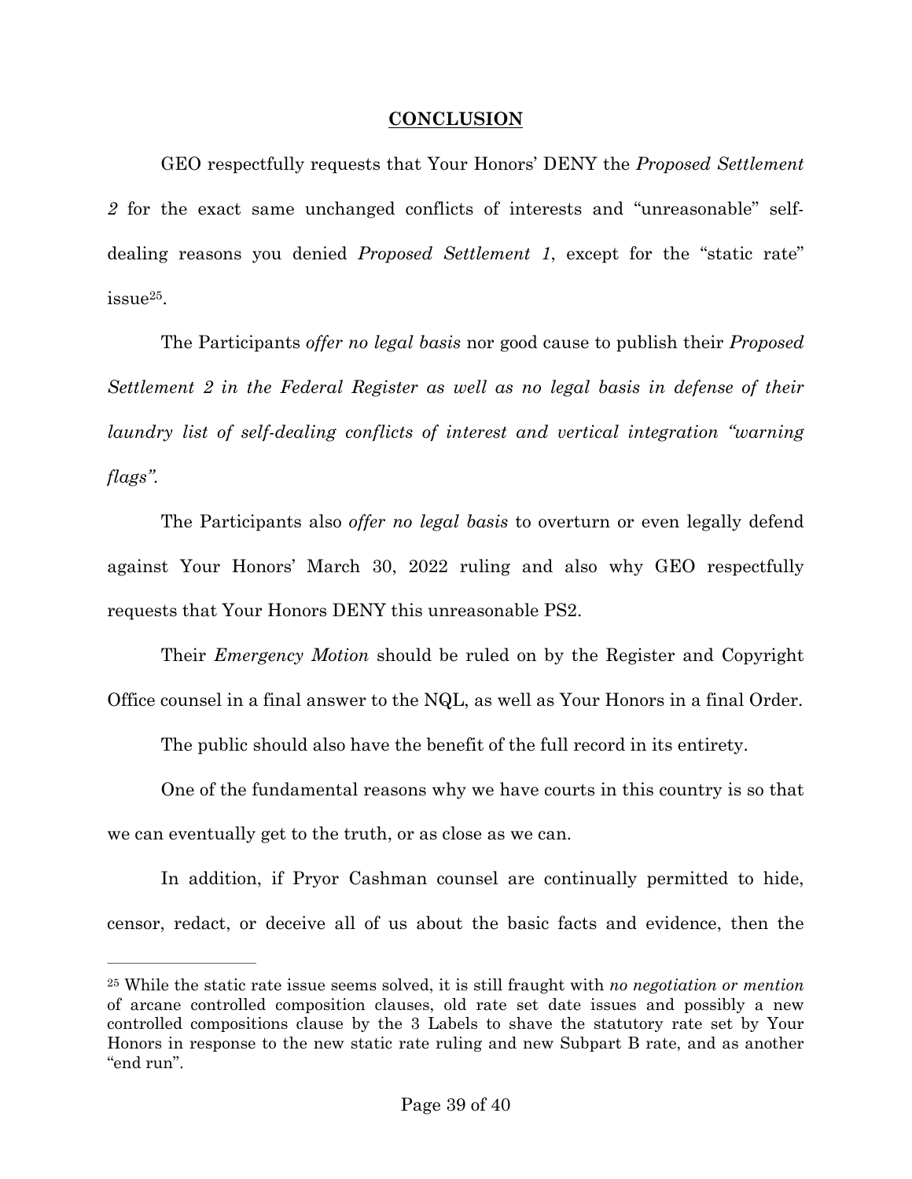**CONCLUSION**

GEO respectfully requests that Your Honors' DENY the *Proposed Settlement 2* for the exact same unchanged conflicts of interests and "unreasonable" self-dealing reasons you denied *Proposed Settlement 1*, except for the "static rate" issue[25].

The Participants *offer no legal basis* nor good cause to publish their *Proposed Settlement 2 in the Federal Register as well as no legal basis in defense of their laundry list of self-dealing conflicts of interest and vertical integration "warning flags".*

The Participants also *offer no legal basis* to overturn or even legally defend against Your Honors' March 30, 2022 ruling and also why GEO respectfully requests that Your Honors DENY this unreasonable PS2.

Their *Emergency Motion* should be ruled on by the Register and Copyright Office counsel in a final answer to the NQL, as well as Your Honors in a final Order.

The public should also have the benefit of the full record in its entirety.

One of the fundamental reasons why we have courts in this country is so that we can eventually get to the truth, or as close as we can.

In addition, if Pryor Cashman counsel are continually permitted to hide, censor, redact, or deceive all of us about the basic facts and evidence, then the

---

[25] While the static rate issue seems solved, it is still fraught with *no negotiation or mention* of arcane controlled composition clauses, old rate set date issues and possibly a new controlled compositions clause by the 3 Labels to shave the statutory rate set by Your Honors in response to the new static rate ruling and new Subpart B rate, and as another "end run".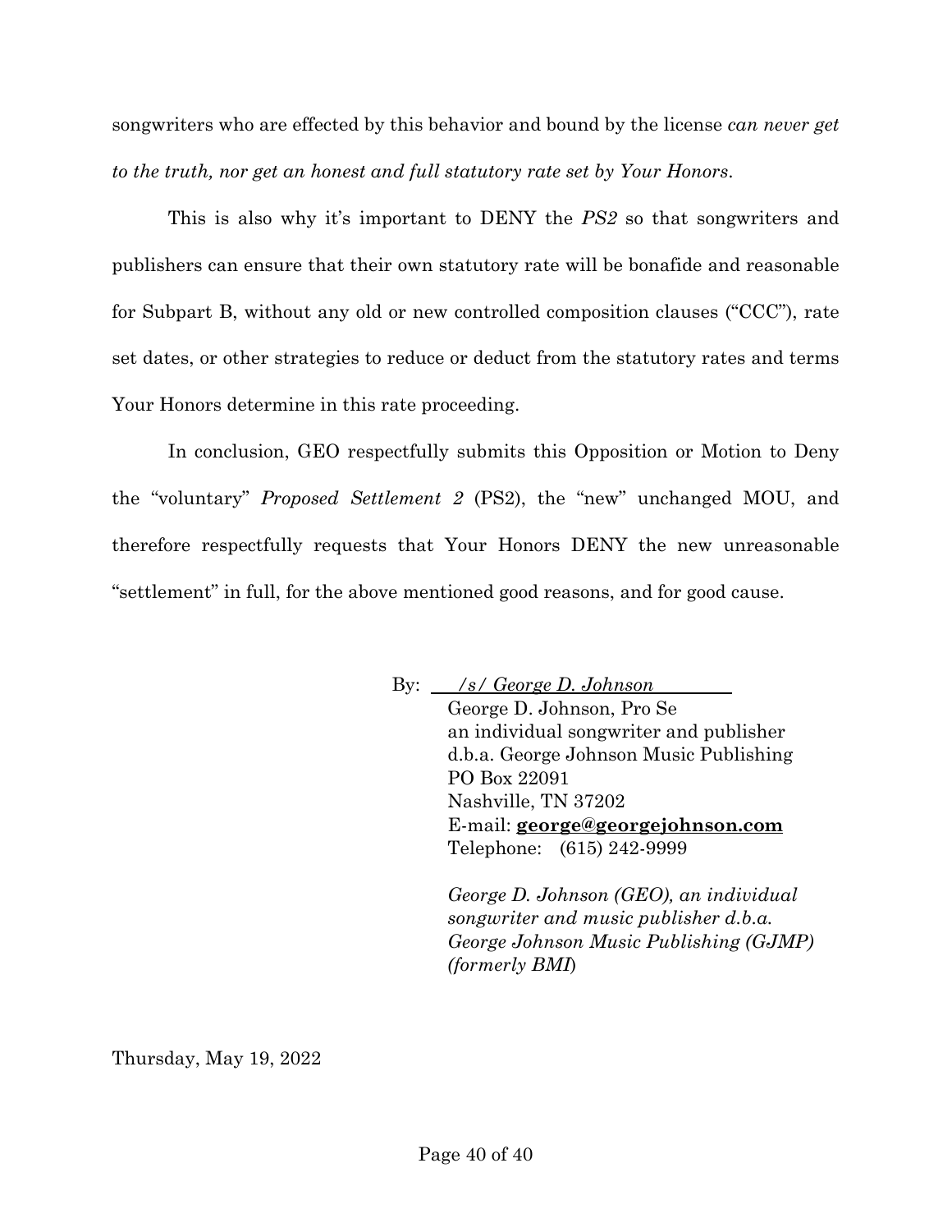songwriters who are effected by this behavior and bound by the license *can never get to the truth, nor get an honest and full statutory rate set by Your Honors*.

This is also why it's important to DENY the *PS2* so that songwriters and publishers can ensure that their own statutory rate will be bonafide and reasonable for Subpart B, without any old or new controlled composition clauses ("CCC"), rate set dates, or other strategies to reduce or deduct from the statutory rates and terms Your Honors determine in this rate proceeding.

In conclusion, GEO respectfully submits this Opposition or Motion to Deny the "voluntary" *Proposed Settlement 2* (PS2), the "new" unchanged MOU, and therefore respectfully requests that Your Honors DENY the new unreasonable "settlement" in full, for the above mentioned good reasons, and for good cause.

By: *__/s/ George D. Johnson__*
George D. Johnson, Pro Se
an individual songwriter and publisher
d.b.a. George Johnson Music Publishing
PO Box 22091
Nashville, TN 37202
E-mail: **george@georgejohnson.com**
Telephone: (615) 242-9999

*George D. Johnson (GEO), an individual songwriter and music publisher d.b.a. George Johnson Music Publishing (GJMP) (formerly BMI)*

Thursday, May 19, 2022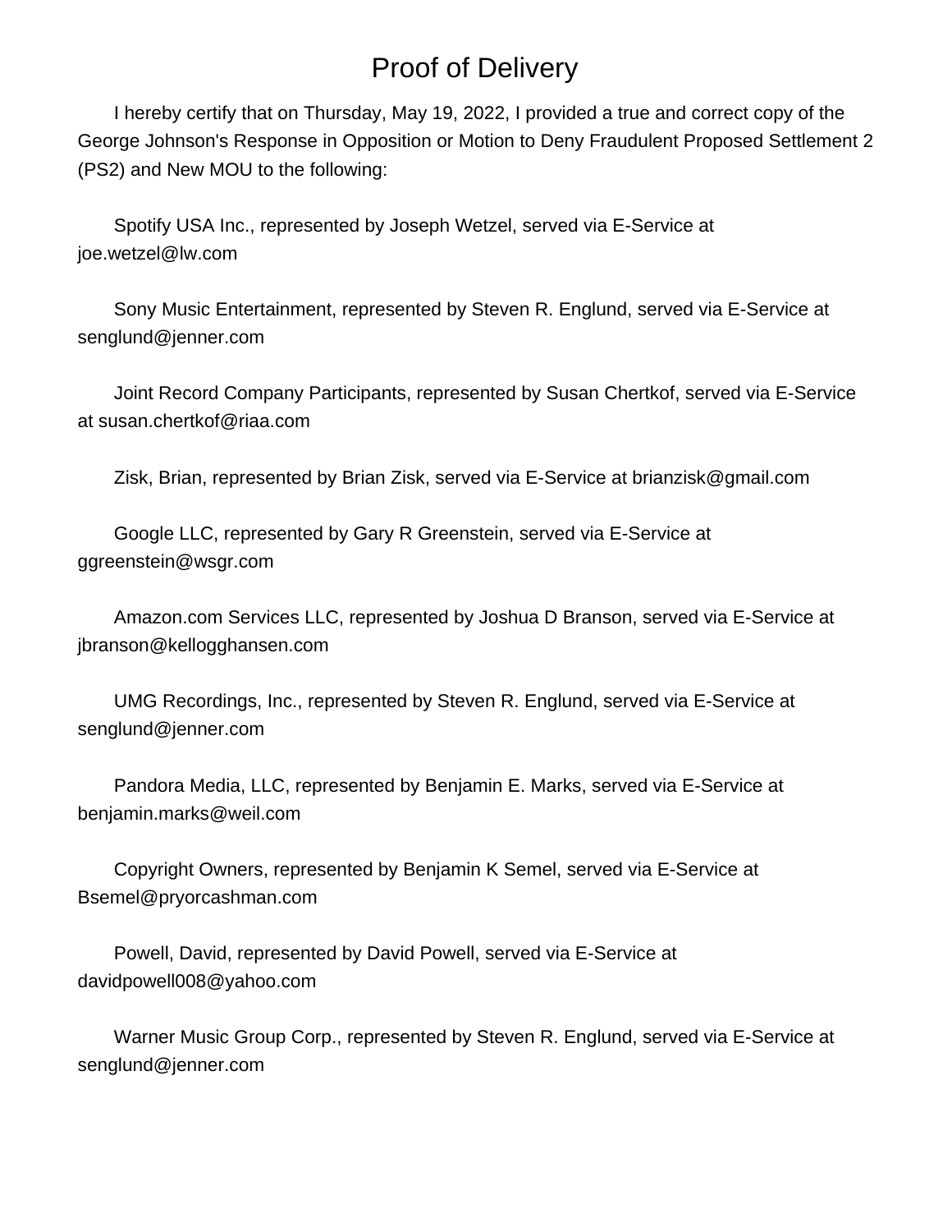# Proof of Delivery

I hereby certify that on Thursday, May 19, 2022, I provided a true and correct copy of the George Johnson's Response in Opposition or Motion to Deny Fraudulent Proposed Settlement 2 (PS2) and New MOU to the following:

Spotify USA Inc., represented by Joseph Wetzel, served via E-Service at joe.wetzel@lw.com

Sony Music Entertainment, represented by Steven R. Englund, served via E-Service at senglund@jenner.com

Joint Record Company Participants, represented by Susan Chertkof, served via E-Service at susan.chertkof@riaa.com

Zisk, Brian, represented by Brian Zisk, served via E-Service at brianzisk@gmail.com

Google LLC, represented by Gary R Greenstein, served via E-Service at ggreenstein@wsgr.com

Amazon.com Services LLC, represented by Joshua D Branson, served via E-Service at jbranson@kellogghansen.com

UMG Recordings, Inc., represented by Steven R. Englund, served via E-Service at senglund@jenner.com

Pandora Media, LLC, represented by Benjamin E. Marks, served via E-Service at benjamin.marks@weil.com

Copyright Owners, represented by Benjamin K Semel, served via E-Service at Bsemel@pryorcashman.com

Powell, David, represented by David Powell, served via E-Service at davidpowell008@yahoo.com

Warner Music Group Corp., represented by Steven R. Englund, served via E-Service at senglund@jenner.com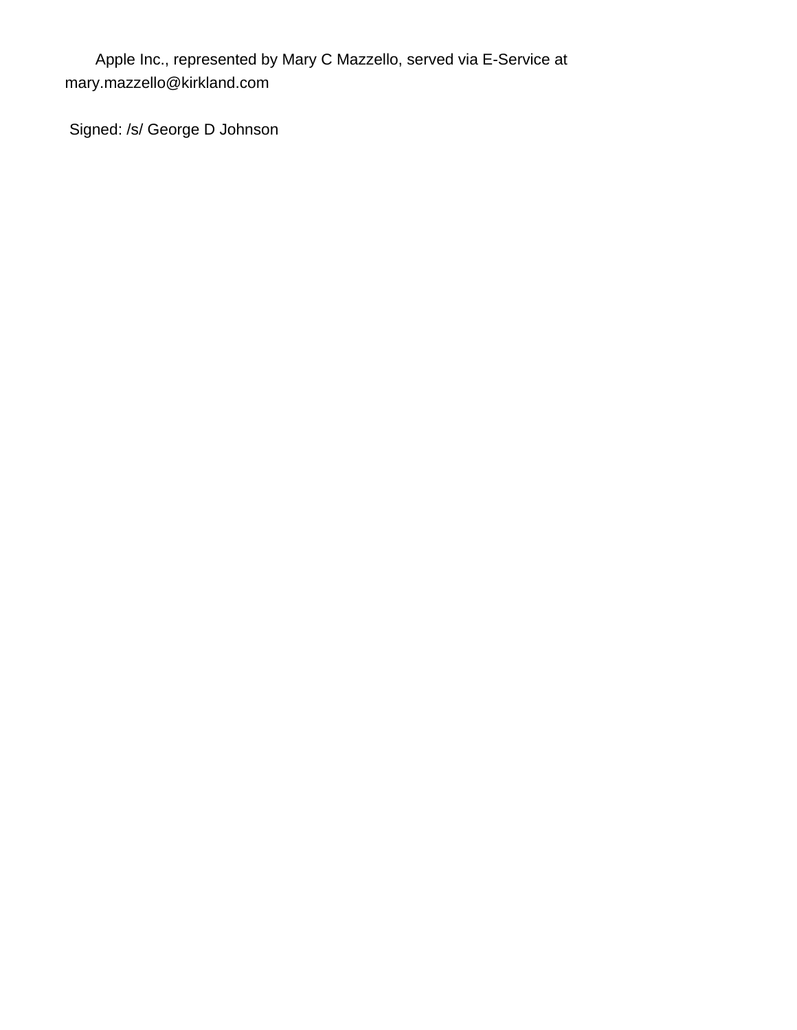Apple Inc., represented by Mary C Mazzello, served via E-Service at mary.mazzello@kirkland.com

Signed: /s/ George D Johnson